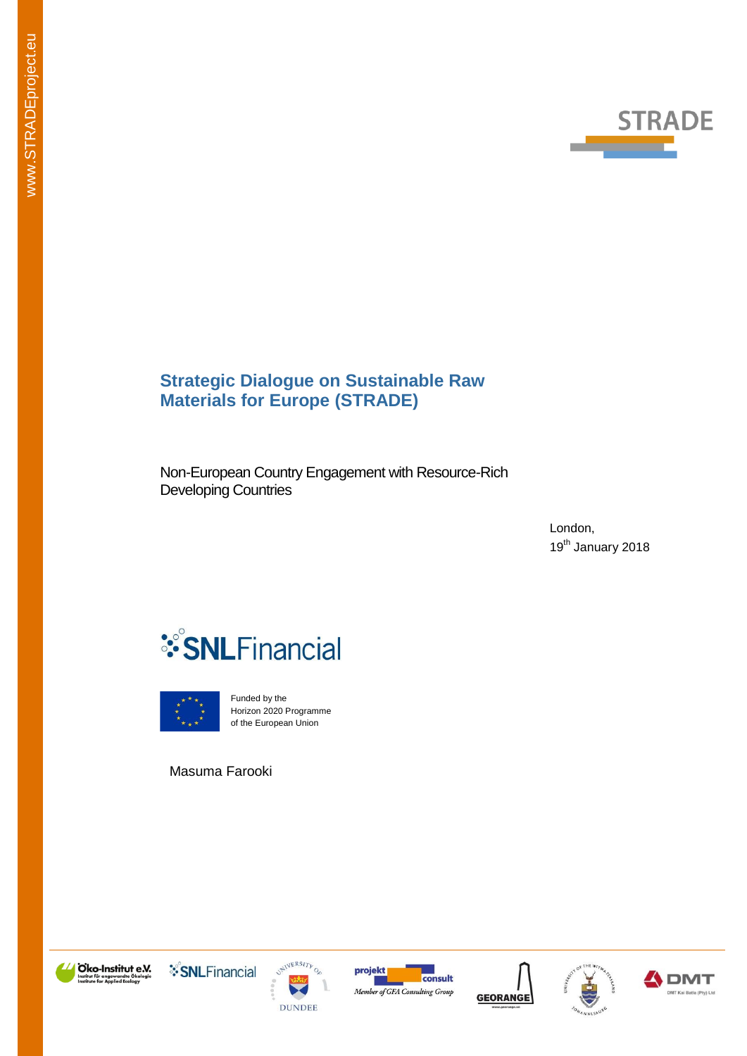www.STRADEproject.eu

STRADE

# Strategic Dialogue on Sustainable Raw Materials for Europe (STRADE)

Non-European Country Engagement with Resource-Rich Developing Countries

London,
19th January 2018

SNL Financial

Funded by the Horizon 2020 Programme of the European Union

Masuma Farooki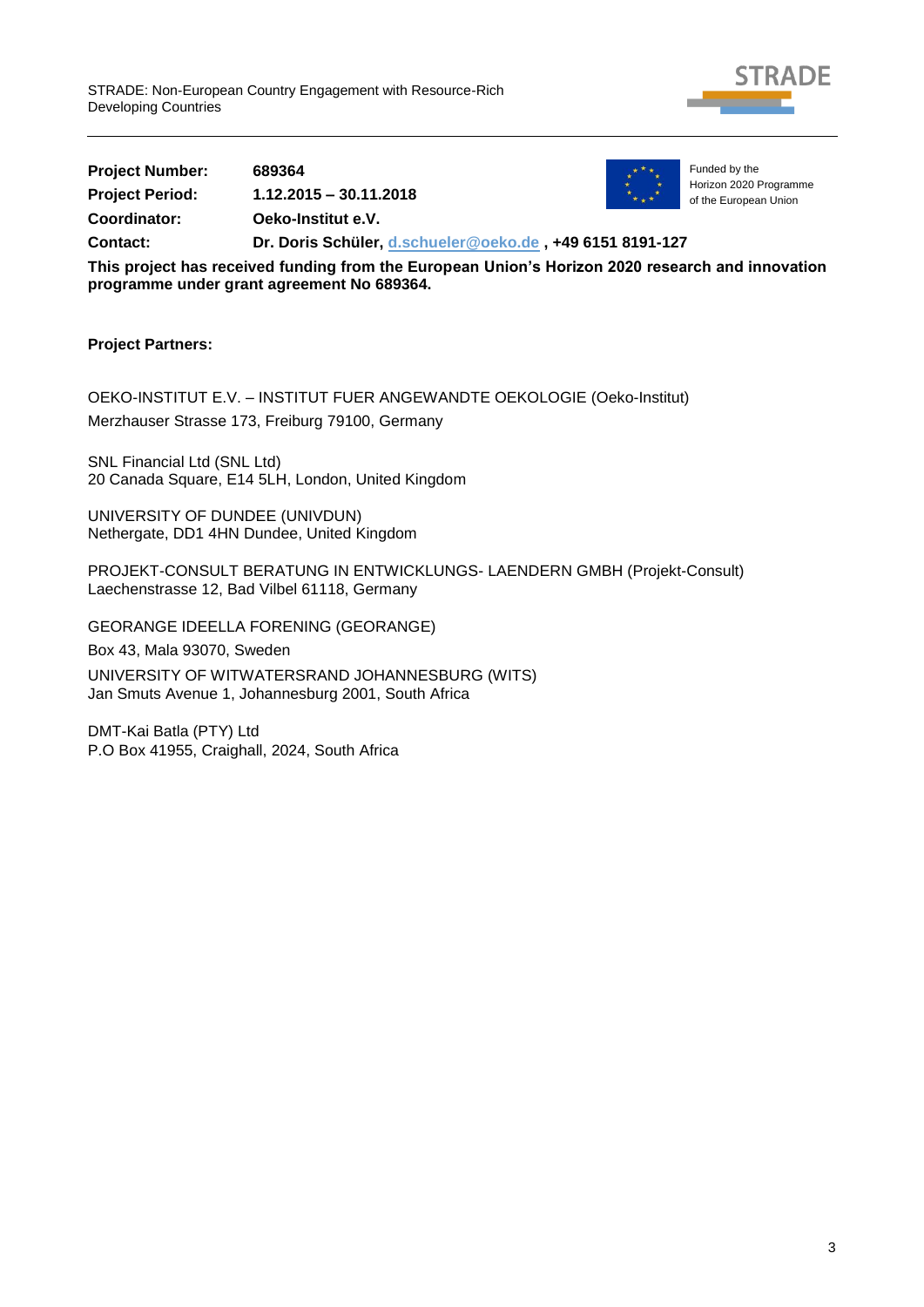**Project Number:** 689364

**Project Period:** 1.12.2015 – 30.11.2018

**Coordinator:** Oeko-Institut e.V.

**Contact:** Dr. Doris Schüler, d.schueler@oeko.de , +49 6151 8191-127

Funded by the Horizon 2020 Programme of the European Union

**This project has received funding from the European Union's Horizon 2020 research and innovation programme under grant agreement No 689364.**

**Project Partners:**

OEKO-INSTITUT E.V. – INSTITUT FUER ANGEWANDTE OEKOLOGIE (Oeko-Institut)
Merzhauser Strasse 173, Freiburg 79100, Germany

SNL Financial Ltd (SNL Ltd)
20 Canada Square, E14 5LH, London, United Kingdom

UNIVERSITY OF DUNDEE (UNIVDUN)
Nethergate, DD1 4HN Dundee, United Kingdom

PROJEKT-CONSULT BERATUNG IN ENTWICKLUNGS- LAENDERN GMBH (Projekt-Consult)
Laechenstrasse 12, Bad Vilbel 61118, Germany

GEORANGE IDEELLA FORENING (GEORANGE)
Box 43, Mala 93070, Sweden

UNIVERSITY OF WITWATERSRAND JOHANNESBURG (WITS)
Jan Smuts Avenue 1, Johannesburg 2001, South Africa

DMT-Kai Batla (PTY) Ltd
P.O Box 41955, Craighall, 2024, South Africa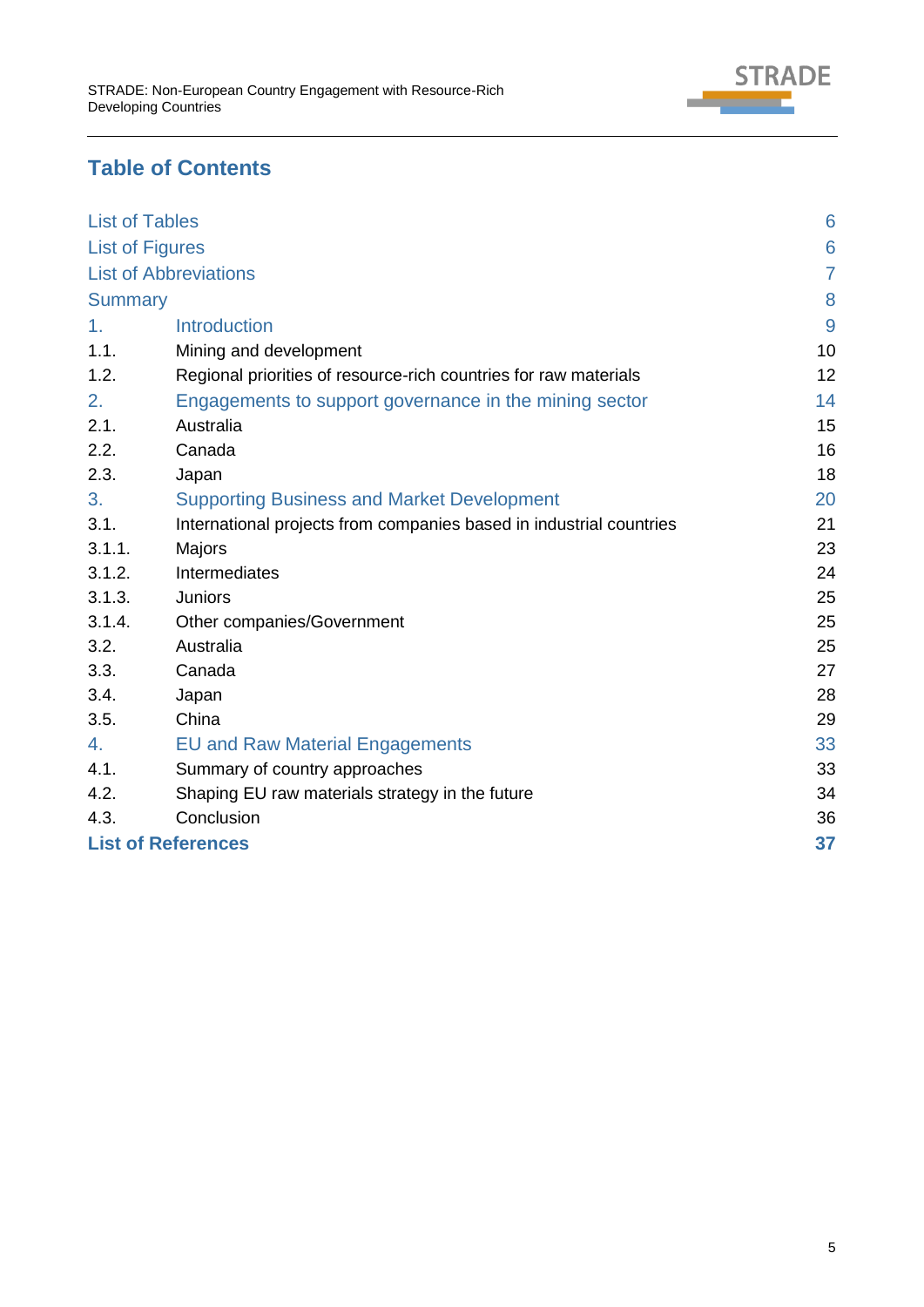# Table of Contents

| | | |
|---|---|---|
| List of Tables | | 6 |
| List of Figures | | 6 |
| List of Abbreviations | | 7 |
| Summary | | 8 |
| 1. | Introduction | 9 |
| 1.1. | Mining and development | 10 |
| 1.2. | Regional priorities of resource-rich countries for raw materials | 12 |
| 2. | Engagements to support governance in the mining sector | 14 |
| 2.1. | Australia | 15 |
| 2.2. | Canada | 16 |
| 2.3. | Japan | 18 |
| 3. | Supporting Business and Market Development | 20 |
| 3.1. | International projects from companies based in industrial countries | 21 |
| 3.1.1. | Majors | 23 |
| 3.1.2. | Intermediates | 24 |
| 3.1.3. | Juniors | 25 |
| 3.1.4. | Other companies/Government | 25 |
| 3.2. | Australia | 25 |
| 3.3. | Canada | 27 |
| 3.4. | Japan | 28 |
| 3.5. | China | 29 |
| 4. | EU and Raw Material Engagements | 33 |
| 4.1. | Summary of country approaches | 33 |
| 4.2. | Shaping EU raw materials strategy in the future | 34 |
| 4.3. | Conclusion | 36 |
| **List of References** | | **37** |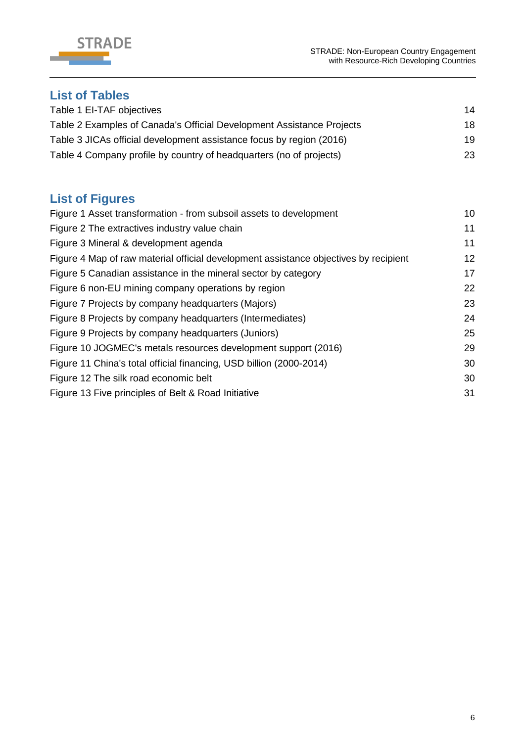## List of Tables

Table 1 EI-TAF objectives 14
Table 2 Examples of Canada's Official Development Assistance Projects 18
Table 3 JICAs official development assistance focus by region (2016) 19
Table 4 Company profile by country of headquarters (no of projects) 23

## List of Figures

Figure 1 Asset transformation - from subsoil assets to development 10
Figure 2 The extractives industry value chain 11
Figure 3 Mineral & development agenda 11
Figure 4 Map of raw material official development assistance objectives by recipient 12
Figure 5 Canadian assistance in the mineral sector by category 17
Figure 6 non-EU mining company operations by region 22
Figure 7 Projects by company headquarters (Majors) 23
Figure 8 Projects by company headquarters (Intermediates) 24
Figure 9 Projects by company headquarters (Juniors) 25
Figure 10 JOGMEC's metals resources development support (2016) 29
Figure 11 China's total official financing, USD billion (2000-2014) 30
Figure 12 The silk road economic belt 30
Figure 13 Five principles of Belt & Road Initiative 31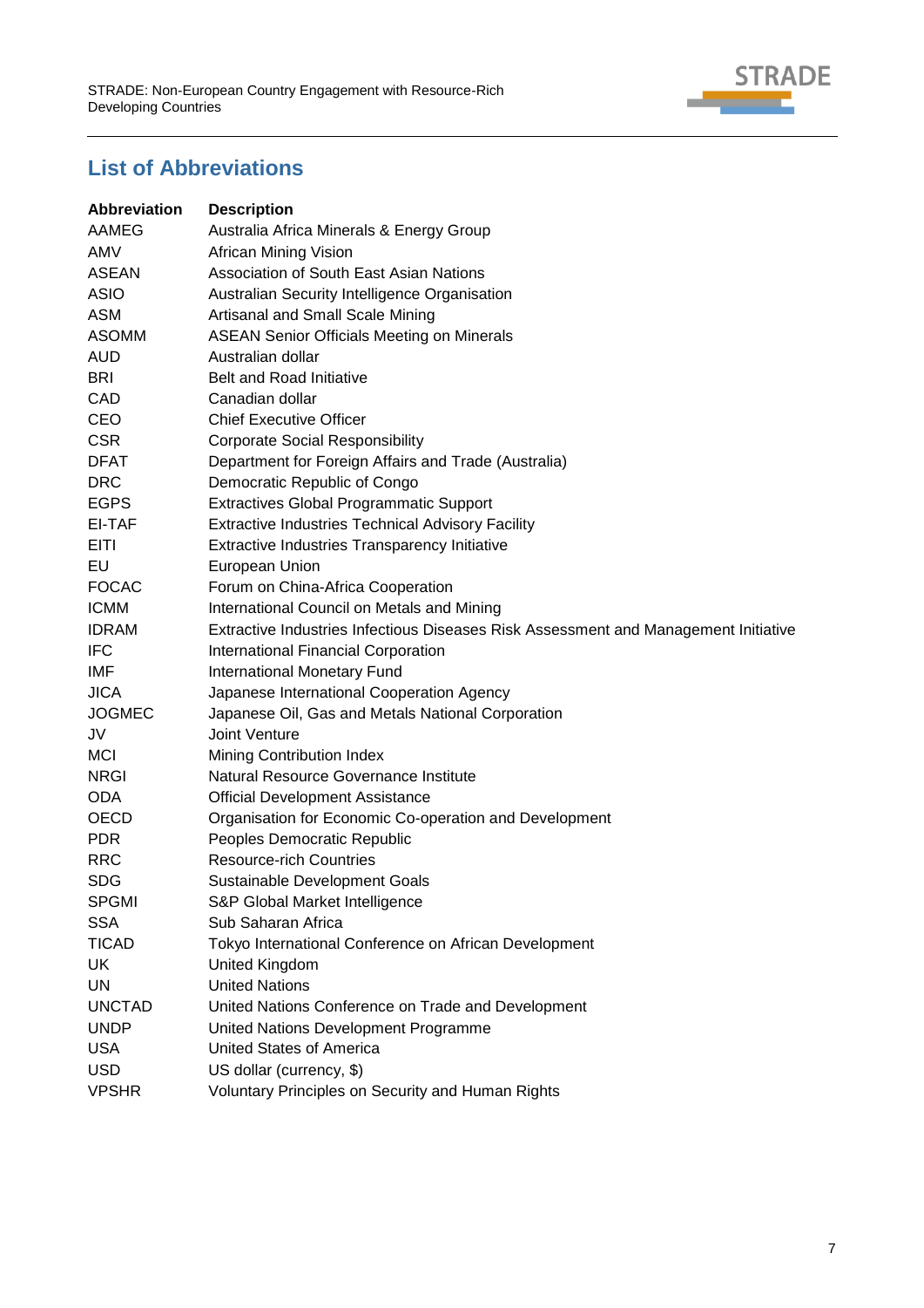## List of Abbreviations

| Abbreviation | Description |
|---|---|
| AAMEG | Australia Africa Minerals & Energy Group |
| AMV | African Mining Vision |
| ASEAN | Association of South East Asian Nations |
| ASIO | Australian Security Intelligence Organisation |
| ASM | Artisanal and Small Scale Mining |
| ASOMM | ASEAN Senior Officials Meeting on Minerals |
| AUD | Australian dollar |
| BRI | Belt and Road Initiative |
| CAD | Canadian dollar |
| CEO | Chief Executive Officer |
| CSR | Corporate Social Responsibility |
| DFAT | Department for Foreign Affairs and Trade (Australia) |
| DRC | Democratic Republic of Congo |
| EGPS | Extractives Global Programmatic Support |
| EI-TAF | Extractive Industries Technical Advisory Facility |
| EITI | Extractive Industries Transparency Initiative |
| EU | European Union |
| FOCAC | Forum on China-Africa Cooperation |
| ICMM | International Council on Metals and Mining |
| IDRAM | Extractive Industries Infectious Diseases Risk Assessment and Management Initiative |
| IFC | International Financial Corporation |
| IMF | International Monetary Fund |
| JICA | Japanese International Cooperation Agency |
| JOGMEC | Japanese Oil, Gas and Metals National Corporation |
| JV | Joint Venture |
| MCI | Mining Contribution Index |
| NRGI | Natural Resource Governance Institute |
| ODA | Official Development Assistance |
| OECD | Organisation for Economic Co-operation and Development |
| PDR | Peoples Democratic Republic |
| RRC | Resource-rich Countries |
| SDG | Sustainable Development Goals |
| SPGMI | S&P Global Market Intelligence |
| SSA | Sub Saharan Africa |
| TICAD | Tokyo International Conference on African Development |
| UK | United Kingdom |
| UN | United Nations |
| UNCTAD | United Nations Conference on Trade and Development |
| UNDP | United Nations Development Programme |
| USA | United States of America |
| USD | US dollar (currency, $) |
| VPSHR | Voluntary Principles on Security and Human Rights |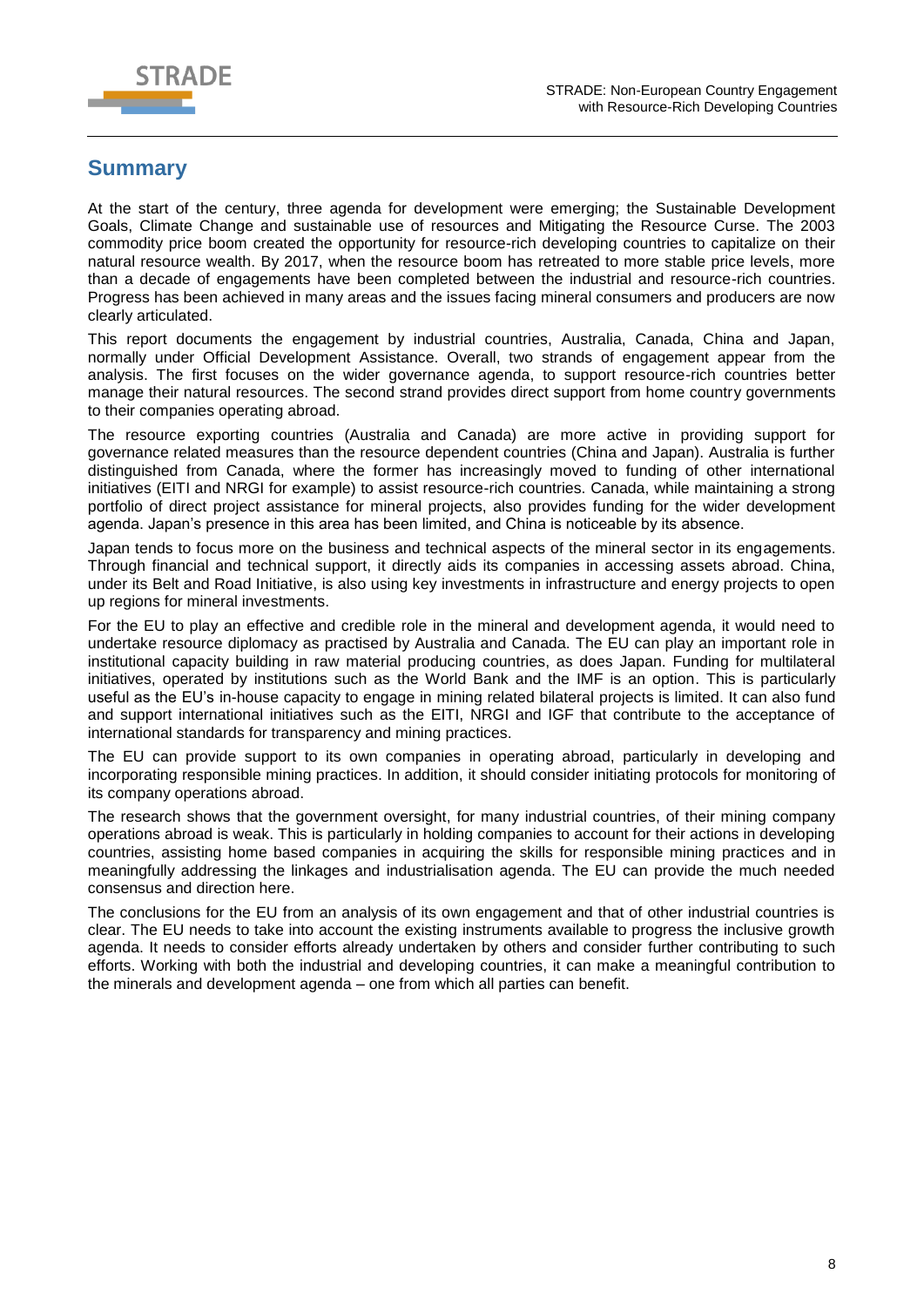## Summary

At the start of the century, three agenda for development were emerging; the Sustainable Development Goals, Climate Change and sustainable use of resources and Mitigating the Resource Curse. The 2003 commodity price boom created the opportunity for resource-rich developing countries to capitalize on their natural resource wealth. By 2017, when the resource boom has retreated to more stable price levels, more than a decade of engagements have been completed between the industrial and resource-rich countries. Progress has been achieved in many areas and the issues facing mineral consumers and producers are now clearly articulated.

This report documents the engagement by industrial countries, Australia, Canada, China and Japan, normally under Official Development Assistance. Overall, two strands of engagement appear from the analysis. The first focuses on the wider governance agenda, to support resource-rich countries better manage their natural resources. The second strand provides direct support from home country governments to their companies operating abroad.

The resource exporting countries (Australia and Canada) are more active in providing support for governance related measures than the resource dependent countries (China and Japan). Australia is further distinguished from Canada, where the former has increasingly moved to funding of other international initiatives (EITI and NRGI for example) to assist resource-rich countries. Canada, while maintaining a strong portfolio of direct project assistance for mineral projects, also provides funding for the wider development agenda. Japan's presence in this area has been limited, and China is noticeable by its absence.

Japan tends to focus more on the business and technical aspects of the mineral sector in its engagements. Through financial and technical support, it directly aids its companies in accessing assets abroad. China, under its Belt and Road Initiative, is also using key investments in infrastructure and energy projects to open up regions for mineral investments.

For the EU to play an effective and credible role in the mineral and development agenda, it would need to undertake resource diplomacy as practised by Australia and Canada. The EU can play an important role in institutional capacity building in raw material producing countries, as does Japan. Funding for multilateral initiatives, operated by institutions such as the World Bank and the IMF is an option. This is particularly useful as the EU's in-house capacity to engage in mining related bilateral projects is limited. It can also fund and support international initiatives such as the EITI, NRGI and IGF that contribute to the acceptance of international standards for transparency and mining practices.

The EU can provide support to its own companies in operating abroad, particularly in developing and incorporating responsible mining practices. In addition, it should consider initiating protocols for monitoring of its company operations abroad.

The research shows that the government oversight, for many industrial countries, of their mining company operations abroad is weak. This is particularly in holding companies to account for their actions in developing countries, assisting home based companies in acquiring the skills for responsible mining practices and in meaningfully addressing the linkages and industrialisation agenda. The EU can provide the much needed consensus and direction here.

The conclusions for the EU from an analysis of its own engagement and that of other industrial countries is clear. The EU needs to take into account the existing instruments available to progress the inclusive growth agenda. It needs to consider efforts already undertaken by others and consider further contributing to such efforts. Working with both the industrial and developing countries, it can make a meaningful contribution to the minerals and development agenda – one from which all parties can benefit.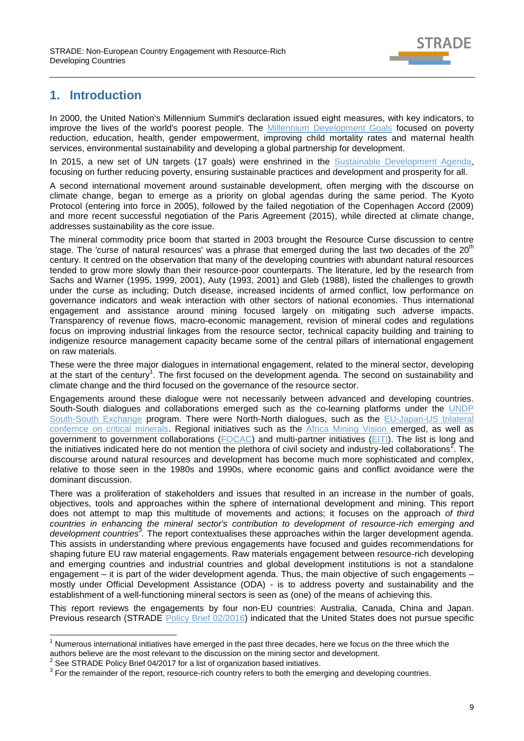# 1. Introduction

In 2000, the United Nation's Millennium Summit's declaration issued eight measures, with key indicators, to improve the lives of the world's poorest people. The Millennium Development Goals focused on poverty reduction, education, health, gender empowerment, improving child mortality rates and maternal health services, environmental sustainability and developing a global partnership for development.

In 2015, a new set of UN targets (17 goals) were enshrined in the Sustainable Development Agenda, focusing on further reducing poverty, ensuring sustainable practices and development and prosperity for all.

A second international movement around sustainable development, often merging with the discourse on climate change, began to emerge as a priority on global agendas during the same period. The Kyoto Protocol (entering into force in 2005), followed by the failed negotiation of the Copenhagen Accord (2009) and more recent successful negotiation of the Paris Agreement (2015), while directed at climate change, addresses sustainability as the core issue.

The mineral commodity price boom that started in 2003 brought the Resource Curse discussion to centre stage. The 'curse of natural resources' was a phrase that emerged during the last two decades of the 20th century. It centred on the observation that many of the developing countries with abundant natural resources tended to grow more slowly than their resource-poor counterparts. The literature, led by the research from Sachs and Warner (1995, 1999, 2001), Auty (1993, 2001) and Gleb (1988), listed the challenges to growth under the curse as including; Dutch disease, increased incidents of armed conflict, low performance on governance indicators and weak interaction with other sectors of national economies. Thus international engagement and assistance around mining focused largely on mitigating such adverse impacts. Transparency of revenue flows, macro-economic management, revision of mineral codes and regulations focus on improving industrial linkages from the resource sector, technical capacity building and training to indigenize resource management capacity became some of the central pillars of international engagement on raw materials.

These were the three major dialogues in international engagement, related to the mineral sector, developing at the start of the century[1]. The first focused on the development agenda. The second on sustainability and climate change and the third focused on the governance of the resource sector.

Engagements around these dialogue were not necessarily between advanced and developing countries. South-South dialogues and collaborations emerged such as the co-learning platforms under the UNDP South-South Exchange program. There were North-North dialogues, such as the EU-Japan-US trilateral confernce on critical minerals. Regional initiatives such as the Africa Mining Vision emerged, as well as government to government collaborations (FOCAC) and multi-partner initiatives (EITI). The list is long and the initiatives indicated here do not mention the plethora of civil society and industry-led collaborations[2]. The discourse around natural resources and development has become much more sophisticated and complex, relative to those seen in the 1980s and 1990s, where economic gains and conflict avoidance were the dominant discussion.

There was a proliferation of stakeholders and issues that resulted in an increase in the number of goals, objectives, tools and approaches within the sphere of international development and mining. This report does not attempt to map this multitude of movements and actions; it focuses on the approach *of third countries in enhancing the mineral sector's contribution to development of resource-rich emerging and development countries*[3]. The report contextualises these approaches within the larger development agenda. This assists in understanding where previous engagements have focused and guides recommendations for shaping future EU raw material engagements. Raw materials engagement between resource-rich developing and emerging countries and industrial countries and global development institutions is not a standalone engagement – it is part of the wider development agenda. Thus, the main objective of such engagements – mostly under Official Development Assistance (ODA) - is to address poverty and sustainability and the establishment of a well-functioning mineral sectors is seen as (one) of the means of achieving this.

This report reviews the engagements by four non-EU countries: Australia, Canada, China and Japan. Previous research (STRADE Policy Brief 02/2016) indicated that the United States does not pursue specific

---

[1] Numerous international initiatives have emerged in the past three decades, here we focus on the three which the authors believe are the most relevant to the discussion on the mining sector and development.

[2] See STRADE Policy Brief 04/2017 for a list of organization based initiatives.

[3] For the remainder of the report, resource-rich country refers to both the emerging and developing countries.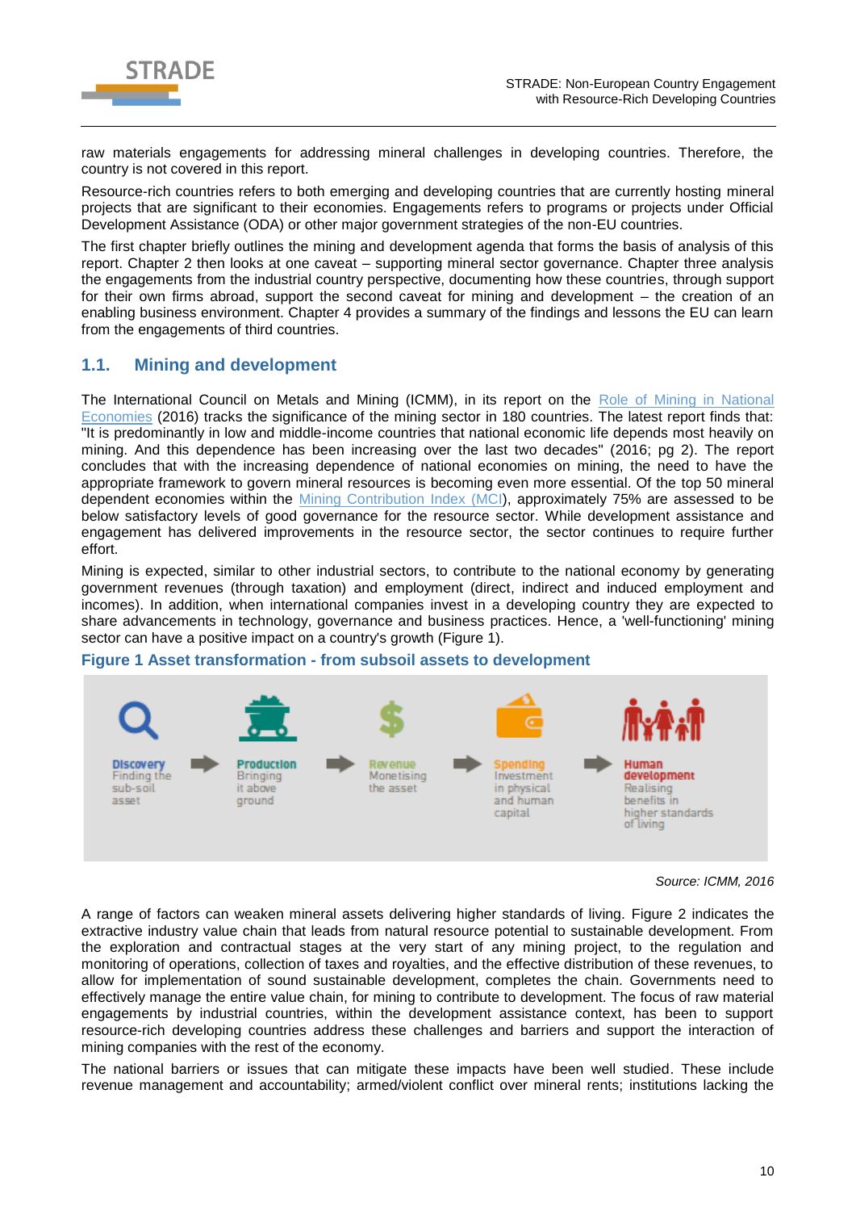raw materials engagements for addressing mineral challenges in developing countries. Therefore, the country is not covered in this report.

Resource-rich countries refers to both emerging and developing countries that are currently hosting mineral projects that are significant to their economies. Engagements refers to programs or projects under Official Development Assistance (ODA) or other major government strategies of the non-EU countries.

The first chapter briefly outlines the mining and development agenda that forms the basis of analysis of this report. Chapter 2 then looks at one caveat – supporting mineral sector governance. Chapter three analysis the engagements from the industrial country perspective, documenting how these countries, through support for their own firms abroad, support the second caveat for mining and development – the creation of an enabling business environment. Chapter 4 provides a summary of the findings and lessons the EU can learn from the engagements of third countries.

## 1.1. Mining and development

The International Council on Metals and Mining (ICMM), in its report on the Role of Mining in National Economies (2016) tracks the significance of the mining sector in 180 countries. The latest report finds that: "It is predominantly in low and middle-income countries that national economic life depends most heavily on mining. And this dependence has been increasing over the last two decades" (2016; pg 2). The report concludes that with the increasing dependence of national economies on mining, the need to have the appropriate framework to govern mineral resources is becoming even more essential. Of the top 50 mineral dependent economies within the Mining Contribution Index (MCI), approximately 75% are assessed to be below satisfactory levels of good governance for the resource sector. While development assistance and engagement has delivered improvements in the resource sector, the sector continues to require further effort.

Mining is expected, similar to other industrial sectors, to contribute to the national economy by generating government revenues (through taxation) and employment (direct, indirect and induced employment and incomes). In addition, when international companies invest in a developing country they are expected to share advancements in technology, governance and business practices. Hence, a 'well-functioning' mining sector can have a positive impact on a country's growth (Figure 1).

**Figure 1 Asset transformation - from subsoil assets to development**

**Discovery** Finding the sub-soil asset → **Production** Bringing it above ground → **Revenue** Monetising the asset → **Spending** Investment in physical and human capital → **Human development** Realising benefits in higher standards of living

*Source: ICMM, 2016*

A range of factors can weaken mineral assets delivering higher standards of living. Figure 2 indicates the extractive industry value chain that leads from natural resource potential to sustainable development. From the exploration and contractual stages at the very start of any mining project, to the regulation and monitoring of operations, collection of taxes and royalties, and the effective distribution of these revenues, to allow for implementation of sound sustainable development, completes the chain. Governments need to effectively manage the entire value chain, for mining to contribute to development. The focus of raw material engagements by industrial countries, within the development assistance context, has been to support resource-rich developing countries address these challenges and barriers and support the interaction of mining companies with the rest of the economy.

The national barriers or issues that can mitigate these impacts have been well studied. These include revenue management and accountability; armed/violent conflict over mineral rents; institutions lacking the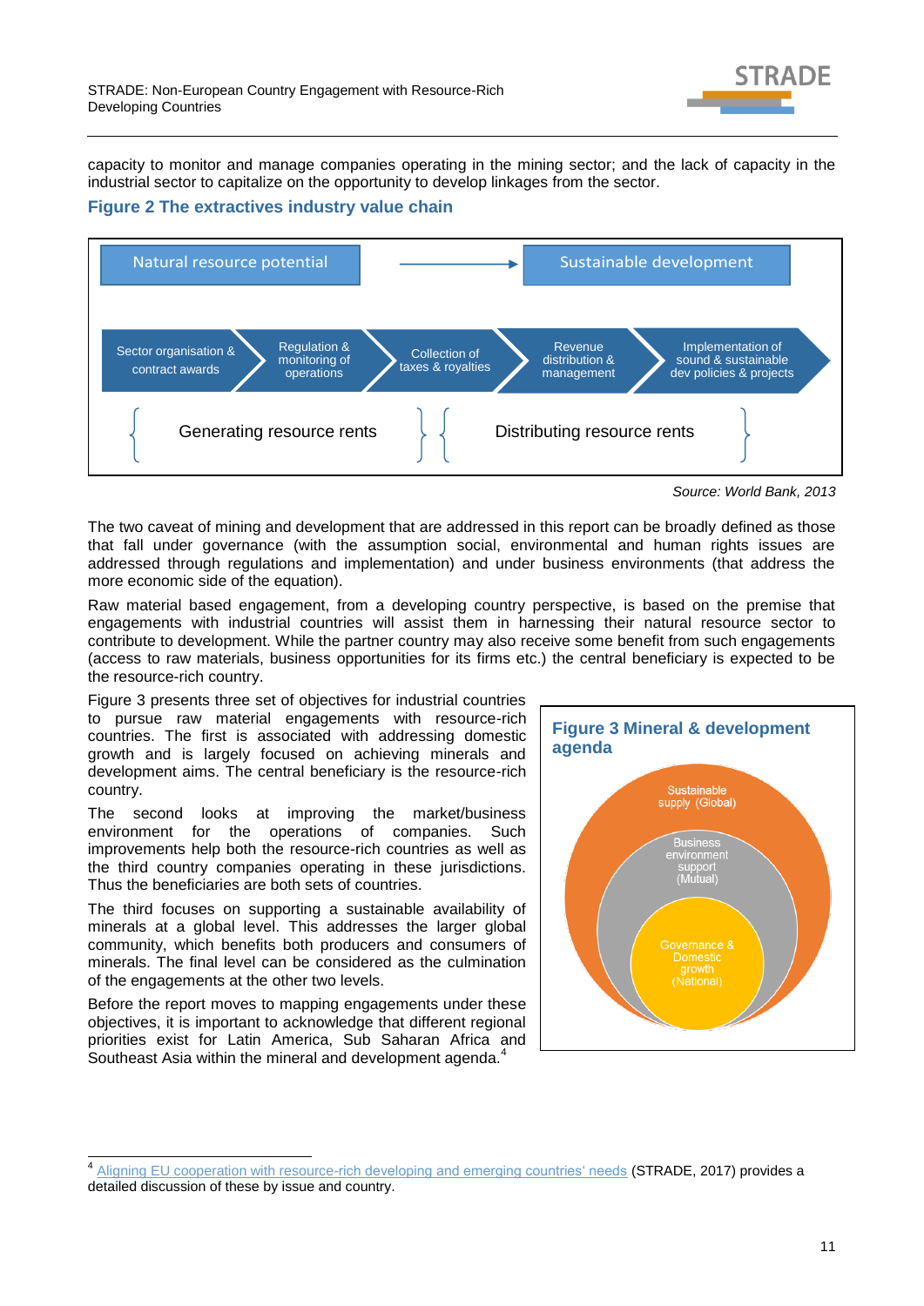capacity to monitor and manage companies operating in the mining sector; and the lack of capacity in the industrial sector to capitalize on the opportunity to develop linkages from the sector.

### Figure 2 The extractives industry value chain

Natural resource potential → Sustainable development

Sector organisation & contract awards → Regulation & monitoring of operations → Collection of taxes & royalties → Revenue distribution & management → Implementation of sound & sustainable dev policies & projects

{ Generating resource rents } { Distributing resource rents }

*Source: World Bank, 2013*

The two caveat of mining and development that are addressed in this report can be broadly defined as those that fall under governance (with the assumption social, environmental and human rights issues are addressed through regulations and implementation) and under business environments (that address the more economic side of the equation).

Raw material based engagement, from a developing country perspective, is based on the premise that engagements with industrial countries will assist them in harnessing their natural resource sector to contribute to development. While the partner country may also receive some benefit from such engagements (access to raw materials, business opportunities for its firms etc.) the central beneficiary is expected to be the resource-rich country.

Figure 3 presents three set of objectives for industrial countries to pursue raw material engagements with resource-rich countries. The first is associated with addressing domestic growth and is largely focused on achieving minerals and development aims. The central beneficiary is the resource-rich country.

The second looks at improving the market/business environment for the operations of companies. Such improvements help both the resource-rich countries as well as the third country companies operating in these jurisdictions. Thus the beneficiaries are both sets of countries.

The third focuses on supporting a sustainable availability of minerals at a global level. This addresses the larger global community, which benefits both producers and consumers of minerals. The final level can be considered as the culmination of the engagements at the other two levels.

Before the report moves to mapping engagements under these objectives, it is important to acknowledge that different regional priorities exist for Latin America, Sub Saharan Africa and Southeast Asia within the mineral and development agenda.[4]

### Figure 3 Mineral & development agenda

- Sustainable supply (Global)
- Business environment support (Mutual)
- Governance & Domestic growth (National)

---

[4] Aligning EU cooperation with resource-rich developing and emerging countries' needs (STRADE, 2017) provides a detailed discussion of these by issue and country.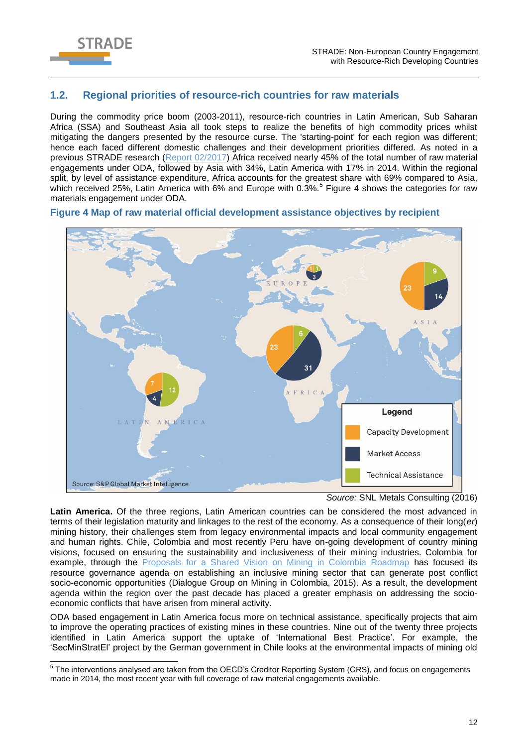## 1.2. Regional priorities of resource-rich countries for raw materials

During the commodity price boom (2003-2011), resource-rich countries in Latin American, Sub Saharan Africa (SSA) and Southeast Asia all took steps to realize the benefits of high commodity prices whilst mitigating the dangers presented by the resource curse. The 'starting-point' for each region was different; hence each faced different domestic challenges and their development priorities differed. As noted in a previous STRADE research (Report 02/2017) Africa received nearly 45% of the total number of raw material engagements under ODA, followed by Asia with 34%, Latin America with 17% in 2014. Within the regional split, by level of assistance expenditure, Africa accounts for the greatest share with 69% compared to Asia, which received 25%, Latin America with 6% and Europe with 0.3%.[5] Figure 4 shows the categories for raw materials engagement under ODA.

**Figure 4 Map of raw material official development assistance objectives by recipient**

*Source:* SNL Metals Consulting (2016)

**Latin America.** Of the three regions, Latin American countries can be considered the most advanced in terms of their legislation maturity and linkages to the rest of the economy. As a consequence of their long(*er*) mining history, their challenges stem from legacy environmental impacts and local community engagement and human rights. Chile, Colombia and most recently Peru have on-going development of country mining visions, focused on ensuring the sustainability and inclusiveness of their mining industries. Colombia for example, through the Proposals for a Shared Vision on Mining in Colombia Roadmap has focused its resource governance agenda on establishing an inclusive mining sector that can generate post conflict socio-economic opportunities (Dialogue Group on Mining in Colombia, 2015). As a result, the development agenda within the region over the past decade has placed a greater emphasis on addressing the socio-economic conflicts that have arisen from mineral activity.

ODA based engagement in Latin America focus more on technical assistance, specifically projects that aim to improve the operating practices of existing mines in these countries. Nine out of the twenty three projects identified in Latin America support the uptake of 'International Best Practice'. For example, the 'SecMinStratEl' project by the German government in Chile looks at the environmental impacts of mining old

[5] The interventions analysed are taken from the OECD's Creditor Reporting System (CRS), and focus on engagements made in 2014, the most recent year with full coverage of raw material engagements available.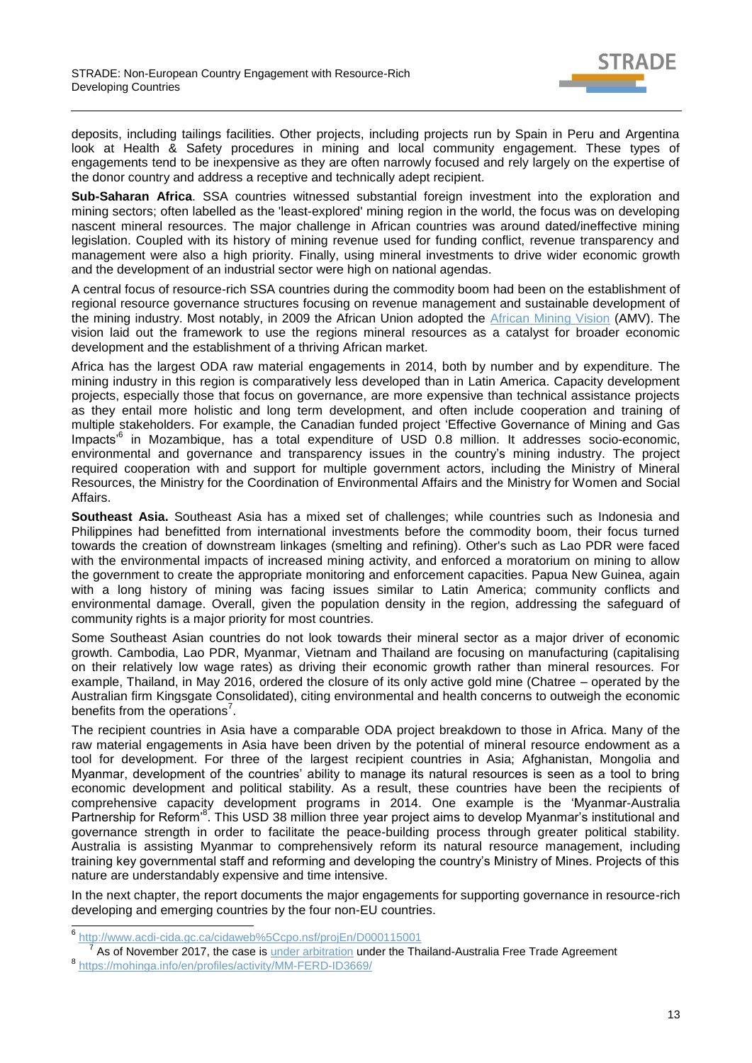deposits, including tailings facilities. Other projects, including projects run by Spain in Peru and Argentina look at Health & Safety procedures in mining and local community engagement. These types of engagements tend to be inexpensive as they are often narrowly focused and rely largely on the expertise of the donor country and address a receptive and technically adept recipient.

**Sub-Saharan Africa**. SSA countries witnessed substantial foreign investment into the exploration and mining sectors; often labelled as the 'least-explored' mining region in the world, the focus was on developing nascent mineral resources. The major challenge in African countries was around dated/ineffective mining legislation. Coupled with its history of mining revenue used for funding conflict, revenue transparency and management were also a high priority. Finally, using mineral investments to drive wider economic growth and the development of an industrial sector were high on national agendas.

A central focus of resource-rich SSA countries during the commodity boom had been on the establishment of regional resource governance structures focusing on revenue management and sustainable development of the mining industry. Most notably, in 2009 the African Union adopted the African Mining Vision (AMV). The vision laid out the framework to use the regions mineral resources as a catalyst for broader economic development and the establishment of a thriving African market.

Africa has the largest ODA raw material engagements in 2014, both by number and by expenditure. The mining industry in this region is comparatively less developed than in Latin America. Capacity development projects, especially those that focus on governance, are more expensive than technical assistance projects as they entail more holistic and long term development, and often include cooperation and training of multiple stakeholders. For example, the Canadian funded project 'Effective Governance of Mining and Gas Impacts'[6] in Mozambique, has a total expenditure of USD 0.8 million. It addresses socio-economic, environmental and governance and transparency issues in the country's mining industry. The project required cooperation with and support for multiple government actors, including the Ministry of Mineral Resources, the Ministry for the Coordination of Environmental Affairs and the Ministry for Women and Social Affairs.

**Southeast Asia.** Southeast Asia has a mixed set of challenges; while countries such as Indonesia and Philippines had benefitted from international investments before the commodity boom, their focus turned towards the creation of downstream linkages (smelting and refining). Other's such as Lao PDR were faced with the environmental impacts of increased mining activity, and enforced a moratorium on mining to allow the government to create the appropriate monitoring and enforcement capacities. Papua New Guinea, again with a long history of mining was facing issues similar to Latin America; community conflicts and environmental damage. Overall, given the population density in the region, addressing the safeguard of community rights is a major priority for most countries.

Some Southeast Asian countries do not look towards their mineral sector as a major driver of economic growth. Cambodia, Lao PDR, Myanmar, Vietnam and Thailand are focusing on manufacturing (capitalising on their relatively low wage rates) as driving their economic growth rather than mineral resources. For example, Thailand, in May 2016, ordered the closure of its only active gold mine (Chatree – operated by the Australian firm Kingsgate Consolidated), citing environmental and health concerns to outweigh the economic benefits from the operations[7].

The recipient countries in Asia have a comparable ODA project breakdown to those in Africa. Many of the raw material engagements in Asia have been driven by the potential of mineral resource endowment as a tool for development. For three of the largest recipient countries in Asia; Afghanistan, Mongolia and Myanmar, development of the countries' ability to manage its natural resources is seen as a tool to bring economic development and political stability. As a result, these countries have been the recipients of comprehensive capacity development programs in 2014. One example is the 'Myanmar-Australia Partnership for Reform'[8]. This USD 38 million three year project aims to develop Myanmar's institutional and governance strength in order to facilitate the peace-building process through greater political stability. Australia is assisting Myanmar to comprehensively reform its natural resource management, including training key governmental staff and reforming and developing the country's Ministry of Mines. Projects of this nature are understandably expensive and time intensive.

In the next chapter, the report documents the major engagements for supporting governance in resource-rich developing and emerging countries by the four non-EU countries.

---

[6] http://www.acdi-cida.gc.ca/cidaweb%5Ccpo.nsf/projEn/D000115001

[7] As of November 2017, the case is under arbitration under the Thailand-Australia Free Trade Agreement

[8] https://mohinga.info/en/profiles/activity/MM-FERD-ID3669/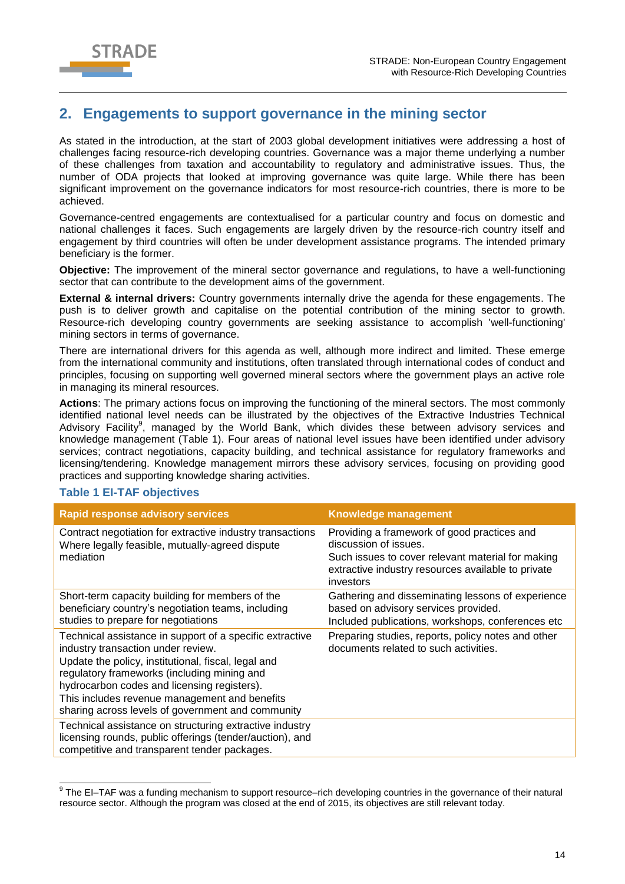## 2. Engagements to support governance in the mining sector

As stated in the introduction, at the start of 2003 global development initiatives were addressing a host of challenges facing resource-rich developing countries. Governance was a major theme underlying a number of these challenges from taxation and accountability to regulatory and administrative issues. Thus, the number of ODA projects that looked at improving governance was quite large. While there has been significant improvement on the governance indicators for most resource-rich countries, there is more to be achieved.

Governance-centred engagements are contextualised for a particular country and focus on domestic and national challenges it faces. Such engagements are largely driven by the resource-rich country itself and engagement by third countries will often be under development assistance programs. The intended primary beneficiary is the former.

**Objective:** The improvement of the mineral sector governance and regulations, to have a well-functioning sector that can contribute to the development aims of the government.

**External & internal drivers:** Country governments internally drive the agenda for these engagements. The push is to deliver growth and capitalise on the potential contribution of the mining sector to growth. Resource-rich developing country governments are seeking assistance to accomplish 'well-functioning' mining sectors in terms of governance.

There are international drivers for this agenda as well, although more indirect and limited. These emerge from the international community and institutions, often translated through international codes of conduct and principles, focusing on supporting well governed mineral sectors where the government plays an active role in managing its mineral resources.

**Actions**: The primary actions focus on improving the functioning of the mineral sectors. The most commonly identified national level needs can be illustrated by the objectives of the Extractive Industries Technical Advisory Facility[9], managed by the World Bank, which divides these between advisory services and knowledge management (Table 1). Four areas of national level issues have been identified under advisory services; contract negotiations, capacity building, and technical assistance for regulatory frameworks and licensing/tendering. Knowledge management mirrors these advisory services, focusing on providing good practices and supporting knowledge sharing activities.

### Table 1 EI-TAF objectives

| Rapid response advisory services | Knowledge management |
| --- | --- |
| Contract negotiation for extractive industry transactions<br>Where legally feasible, mutually-agreed dispute mediation | Providing a framework of good practices and discussion of issues.<br>Such issues to cover relevant material for making extractive industry resources available to private investors |
| Short-term capacity building for members of the beneficiary country's negotiation teams, including studies to prepare for negotiations | Gathering and disseminating lessons of experience based on advisory services provided.<br>Included publications, workshops, conferences etc |
| Technical assistance in support of a specific extractive industry transaction under review.<br>Update the policy, institutional, fiscal, legal and regulatory frameworks (including mining and hydrocarbon codes and licensing registers).<br>This includes revenue management and benefits sharing across levels of government and community | Preparing studies, reports, policy notes and other documents related to such activities. |
| Technical assistance on structuring extractive industry licensing rounds, public offerings (tender/auction), and competitive and transparent tender packages. | |

[9] The EI–TAF was a funding mechanism to support resource–rich developing countries in the governance of their natural resource sector. Although the program was closed at the end of 2015, its objectives are still relevant today.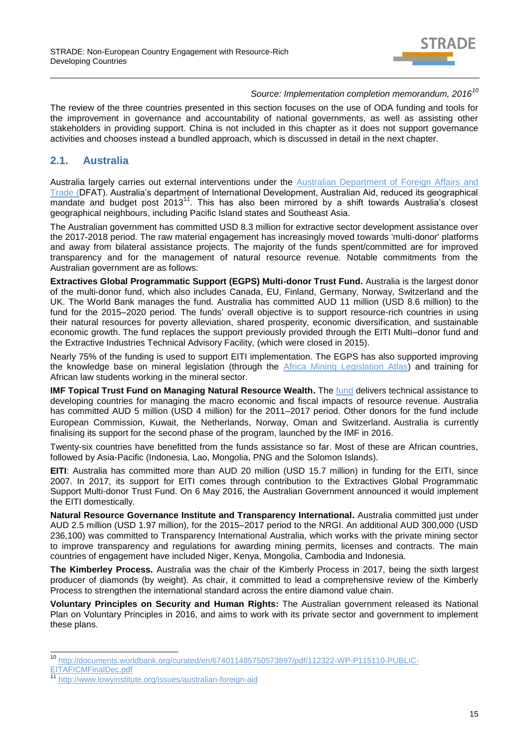*Source: Implementation completion memorandum, 2016*[10]

The review of the three countries presented in this section focuses on the use of ODA funding and tools for the improvement in governance and accountability of national governments, as well as assisting other stakeholders in providing support. China is not included in this chapter as it does not support governance activities and chooses instead a bundled approach, which is discussed in detail in the next chapter.

## 2.1. Australia

Australia largely carries out external interventions under the Australian Department of Foreign Affairs and Trade (DFAT). Australia's department of International Development, Australian Aid, reduced its geographical mandate and budget post 2013[11]. This has also been mirrored by a shift towards Australia's closest geographical neighbours, including Pacific Island states and Southeast Asia.

The Australian government has committed USD 8.3 million for extractive sector development assistance over the 2017-2018 period. The raw material engagement has increasingly moved towards 'multi-donor' platforms and away from bilateral assistance projects. The majority of the funds spent/committed are for improved transparency and for the management of natural resource revenue. Notable commitments from the Australian government are as follows:

**Extractives Global Programmatic Support (EGPS) Multi-donor Trust Fund.** Australia is the largest donor of the multi-donor fund, which also includes Canada, EU, Finland, Germany, Norway, Switzerland and the UK. The World Bank manages the fund. Australia has committed AUD 11 million (USD 8.6 million) to the fund for the 2015–2020 period. The funds' overall objective is to support resource-rich countries in using their natural resources for poverty alleviation, shared prosperity, economic diversification, and sustainable economic growth. The fund replaces the support previously provided through the EITI Multi–donor fund and the Extractive Industries Technical Advisory Facility, (which were closed in 2015).

Nearly 75% of the funding is used to support EITI implementation. The EGPS has also supported improving the knowledge base on mineral legislation (through the Africa Mining Legislation Atlas) and training for African law students working in the mineral sector.

**IMF Topical Trust Fund on Managing Natural Resource Wealth.** The fund delivers technical assistance to developing countries for managing the macro economic and fiscal impacts of resource revenue. Australia has committed AUD 5 million (USD 4 million) for the 2011–2017 period. Other donors for the fund include European Commission, Kuwait, the Netherlands, Norway, Oman and Switzerland. Australia is currently finalising its support for the second phase of the program, launched by the IMF in 2016.

Twenty-six countries have benefitted from the funds assistance so far. Most of these are African countries, followed by Asia-Pacific (Indonesia, Lao, Mongolia, PNG and the Solomon Islands).

**EITI**: Australia has committed more than AUD 20 million (USD 15.7 million) in funding for the EITI, since 2007. In 2017, its support for EITI comes through contribution to the Extractives Global Programmatic Support Multi-donor Trust Fund. On 6 May 2016, the Australian Government announced it would implement the EITI domestically.

**Natural Resource Governance Institute and Transparency International.** Australia committed just under AUD 2.5 million (USD 1.97 million), for the 2015–2017 period to the NRGI. An additional AUD 300,000 (USD 236,100) was committed to Transparency International Australia, which works with the private mining sector to improve transparency and regulations for awarding mining permits, licenses and contracts. The main countries of engagement have included Niger, Kenya, Mongolia, Cambodia and Indonesia.

**The Kimberley Process.** Australia was the chair of the Kimberly Process in 2017, being the sixth largest producer of diamonds (by weight). As chair, it committed to lead a comprehensive review of the Kimberly Process to strengthen the international standard across the entire diamond value chain.

**Voluntary Principles on Security and Human Rights:** The Australian government released its National Plan on Voluntary Principles in 2016, and aims to work with its private sector and government to implement these plans.

---

[10] http://documents.worldbank.org/curated/en/674011485750573897/pdf/112322-WP-P115110-PUBLIC-EITAFICMFinalDec.pdf

[11] http://www.lowyinstitute.org/issues/australian-foreign-aid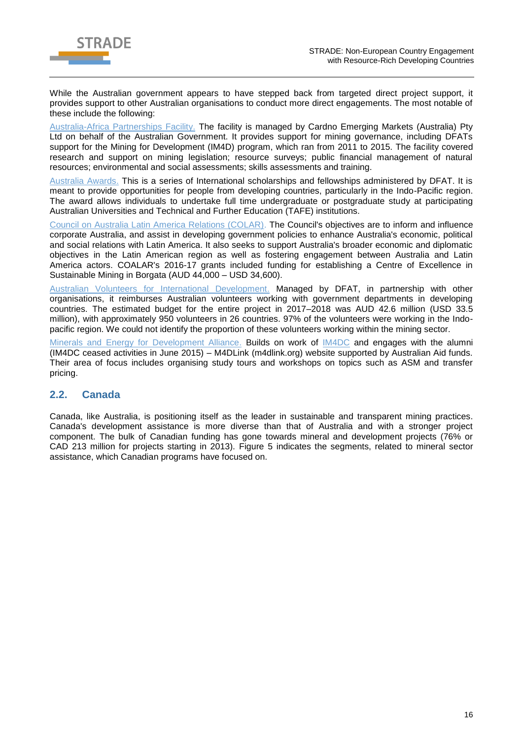While the Australian government appears to have stepped back from targeted direct project support, it provides support to other Australian organisations to conduct more direct engagements. The most notable of these include the following:

Australia-Africa Partnerships Facility. The facility is managed by Cardno Emerging Markets (Australia) Pty Ltd on behalf of the Australian Government. It provides support for mining governance, including DFATs support for the Mining for Development (IM4D) program, which ran from 2011 to 2015. The facility covered research and support on mining legislation; resource surveys; public financial management of natural resources; environmental and social assessments; skills assessments and training.

Australia Awards. This is a series of International scholarships and fellowships administered by DFAT. It is meant to provide opportunities for people from developing countries, particularly in the Indo-Pacific region. The award allows individuals to undertake full time undergraduate or postgraduate study at participating Australian Universities and Technical and Further Education (TAFE) institutions.

Council on Australia Latin America Relations (COLAR). The Council's objectives are to inform and influence corporate Australia, and assist in developing government policies to enhance Australia's economic, political and social relations with Latin America. It also seeks to support Australia's broader economic and diplomatic objectives in the Latin American region as well as fostering engagement between Australia and Latin America actors. COALAR's 2016-17 grants included funding for establishing a Centre of Excellence in Sustainable Mining in Borgata (AUD 44,000 – USD 34,600).

Australian Volunteers for International Development. Managed by DFAT, in partnership with other organisations, it reimburses Australian volunteers working with government departments in developing countries. The estimated budget for the entire project in 2017–2018 was AUD 42.6 million (USD 33.5 million), with approximately 950 volunteers in 26 countries. 97% of the volunteers were working in the Indo-pacific region. We could not identify the proportion of these volunteers working within the mining sector.

Minerals and Energy for Development Alliance. Builds on work of IM4DC and engages with the alumni (IM4DC ceased activities in June 2015) – M4DLink (m4dlink.org) website supported by Australian Aid funds. Their area of focus includes organising study tours and workshops on topics such as ASM and transfer pricing.

## 2.2. Canada

Canada, like Australia, is positioning itself as the leader in sustainable and transparent mining practices. Canada's development assistance is more diverse than that of Australia and with a stronger project component. The bulk of Canadian funding has gone towards mineral and development projects (76% or CAD 213 million for projects starting in 2013). Figure 5 indicates the segments, related to mineral sector assistance, which Canadian programs have focused on.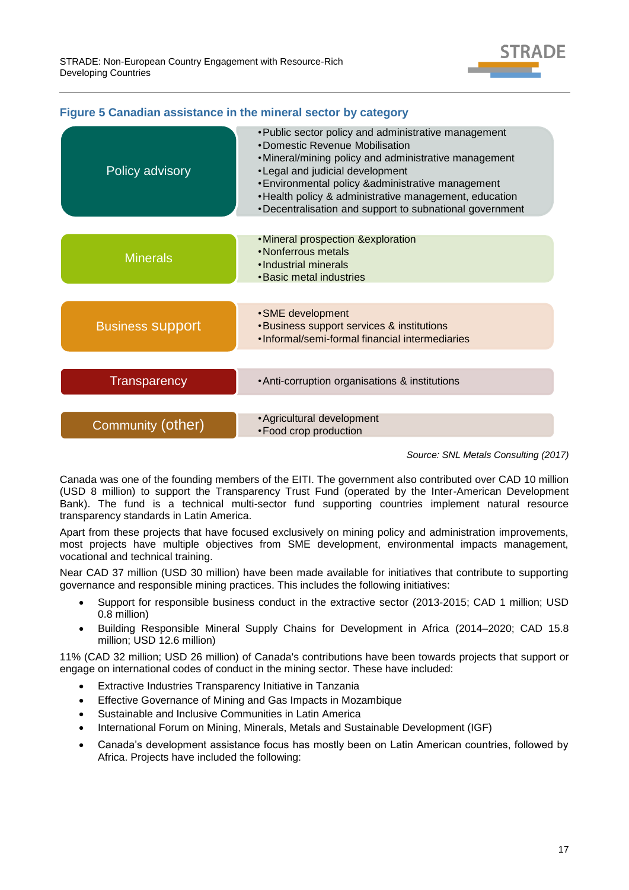**Figure 5 Canadian assistance in the mineral sector by category**

| Category | Areas |
| --- | --- |
| Policy advisory | •Public sector policy and administrative management<br>•Domestic Revenue Mobilisation<br>•Mineral/mining policy and administrative management<br>•Legal and judicial development<br>•Environmental policy &administrative management<br>•Health policy & administrative management, education<br>•Decentralisation and support to subnational government |
| Minerals | •Mineral prospection &exploration<br>•Nonferrous metals<br>•Industrial minerals<br>•Basic metal industries |
| Business support | •SME development<br>•Business support services & institutions<br>•Informal/semi-formal financial intermediaries |
| Transparency | •Anti-corruption organisations & institutions |
| Community (other) | •Agricultural development<br>•Food crop production |

*Source: SNL Metals Consulting (2017)*

Canada was one of the founding members of the EITI. The government also contributed over CAD 10 million (USD 8 million) to support the Transparency Trust Fund (operated by the Inter-American Development Bank). The fund is a technical multi-sector fund supporting countries implement natural resource transparency standards in Latin America.

Apart from these projects that have focused exclusively on mining policy and administration improvements, most projects have multiple objectives from SME development, environmental impacts management, vocational and technical training.

Near CAD 37 million (USD 30 million) have been made available for initiatives that contribute to supporting governance and responsible mining practices. This includes the following initiatives:

- Support for responsible business conduct in the extractive sector (2013-2015; CAD 1 million; USD 0.8 million)
- Building Responsible Mineral Supply Chains for Development in Africa (2014–2020; CAD 15.8 million; USD 12.6 million)

11% (CAD 32 million; USD 26 million) of Canada's contributions have been towards projects that support or engage on international codes of conduct in the mining sector. These have included:

- Extractive Industries Transparency Initiative in Tanzania
- Effective Governance of Mining and Gas Impacts in Mozambique
- Sustainable and Inclusive Communities in Latin America
- International Forum on Mining, Minerals, Metals and Sustainable Development (IGF)
- Canada's development assistance focus has mostly been on Latin American countries, followed by Africa. Projects have included the following: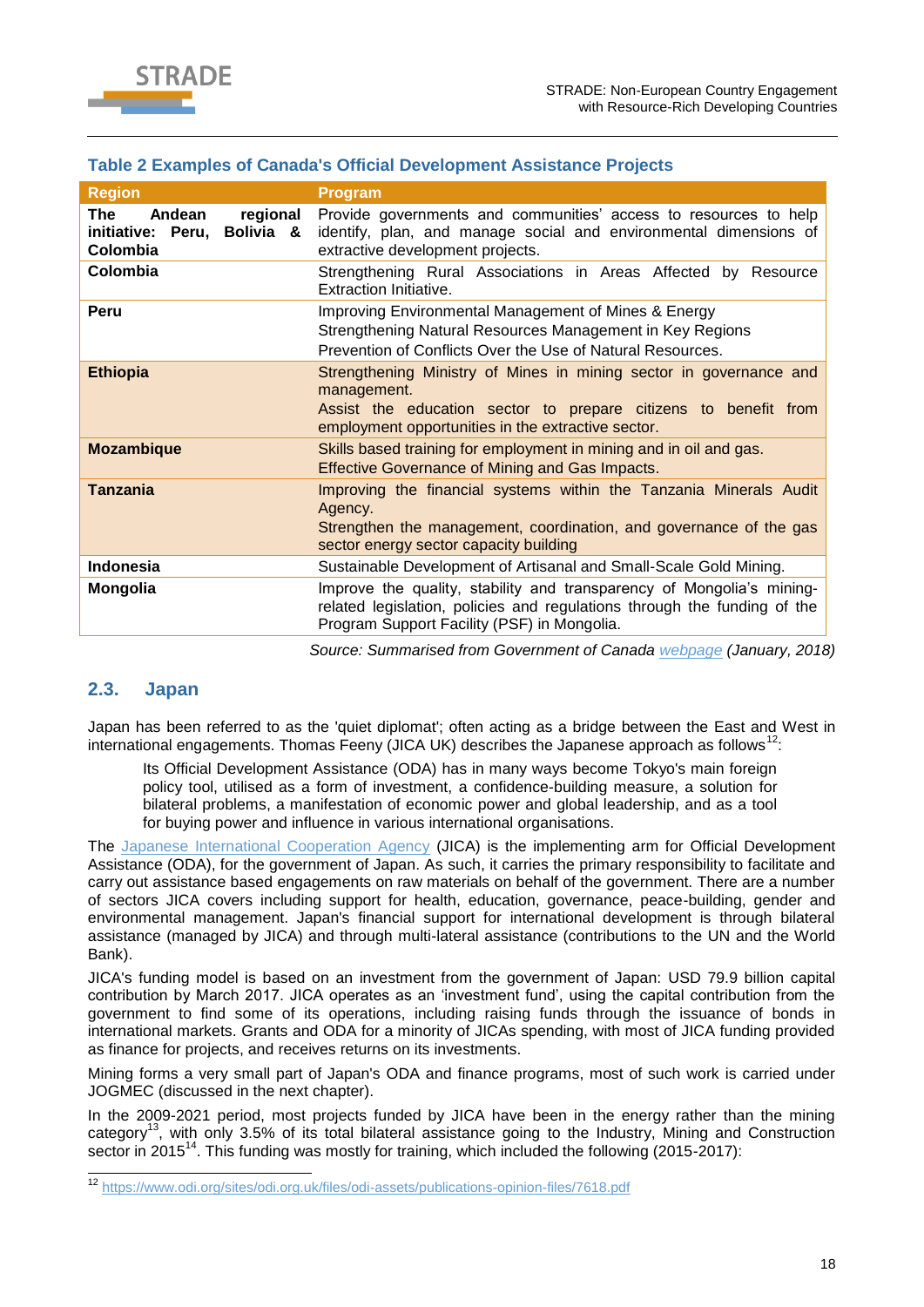**Table 2 Examples of Canada's Official Development Assistance Projects**

| Region | Program |
|---|---|
| **The Andean regional initiative: Peru, Bolivia & Colombia** | Provide governments and communities' access to resources to help identify, plan, and manage social and environmental dimensions of extractive development projects. |
| **Colombia** | Strengthening Rural Associations in Areas Affected by Resource Extraction Initiative. |
| **Peru** | Improving Environmental Management of Mines & Energy<br>Strengthening Natural Resources Management in Key Regions<br>Prevention of Conflicts Over the Use of Natural Resources. |
| **Ethiopia** | Strengthening Ministry of Mines in mining sector in governance and management.<br>Assist the education sector to prepare citizens to benefit from employment opportunities in the extractive sector. |
| **Mozambique** | Skills based training for employment in mining and in oil and gas.<br>Effective Governance of Mining and Gas Impacts. |
| **Tanzania** | Improving the financial systems within the Tanzania Minerals Audit Agency.<br>Strengthen the management, coordination, and governance of the gas sector energy sector capacity building |
| **Indonesia** | Sustainable Development of Artisanal and Small-Scale Gold Mining. |
| **Mongolia** | Improve the quality, stability and transparency of Mongolia's mining-related legislation, policies and regulations through the funding of the Program Support Facility (PSF) in Mongolia. |

*Source: Summarised from Government of Canada webpage (January, 2018)*

## 2.3. Japan

Japan has been referred to as the 'quiet diplomat'; often acting as a bridge between the East and West in international engagements. Thomas Feeny (JICA UK) describes the Japanese approach as follows[12]:

> Its Official Development Assistance (ODA) has in many ways become Tokyo's main foreign policy tool, utilised as a form of investment, a confidence-building measure, a solution for bilateral problems, a manifestation of economic power and global leadership, and as a tool for buying power and influence in various international organisations.

The Japanese International Cooperation Agency (JICA) is the implementing arm for Official Development Assistance (ODA), for the government of Japan. As such, it carries the primary responsibility to facilitate and carry out assistance based engagements on raw materials on behalf of the government. There are a number of sectors JICA covers including support for health, education, governance, peace-building, gender and environmental management. Japan's financial support for international development is through bilateral assistance (managed by JICA) and through multi-lateral assistance (contributions to the UN and the World Bank).

JICA's funding model is based on an investment from the government of Japan: USD 79.9 billion capital contribution by March 2017. JICA operates as an 'investment fund', using the capital contribution from the government to find some of its operations, including raising funds through the issuance of bonds in international markets. Grants and ODA for a minority of JICAs spending, with most of JICA funding provided as finance for projects, and receives returns on its investments.

Mining forms a very small part of Japan's ODA and finance programs, most of such work is carried under JOGMEC (discussed in the next chapter).

In the 2009-2021 period, most projects funded by JICA have been in the energy rather than the mining category[13], with only 3.5% of its total bilateral assistance going to the Industry, Mining and Construction sector in 2015[14]. This funding was mostly for training, which included the following (2015-2017):

[12] https://www.odi.org/sites/odi.org.uk/files/odi-assets/publications-opinion-files/7618.pdf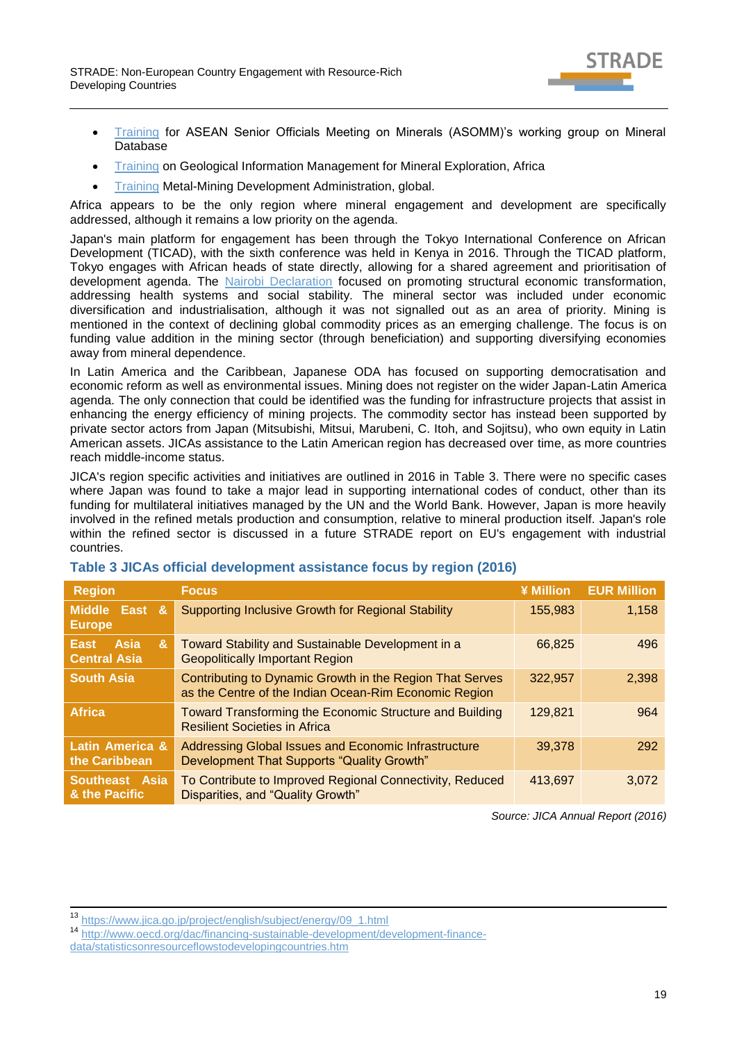- Training for ASEAN Senior Officials Meeting on Minerals (ASOMM)'s working group on Mineral Database
- Training on Geological Information Management for Mineral Exploration, Africa
- Training Metal-Mining Development Administration, global.

Africa appears to be the only region where mineral engagement and development are specifically addressed, although it remains a low priority on the agenda.

Japan's main platform for engagement has been through the Tokyo International Conference on African Development (TICAD), with the sixth conference was held in Kenya in 2016. Through the TICAD platform, Tokyo engages with African heads of state directly, allowing for a shared agreement and prioritisation of development agenda. The Nairobi Declaration focused on promoting structural economic transformation, addressing health systems and social stability. The mineral sector was included under economic diversification and industrialisation, although it was not signalled out as an area of priority. Mining is mentioned in the context of declining global commodity prices as an emerging challenge. The focus is on funding value addition in the mining sector (through beneficiation) and supporting diversifying economies away from mineral dependence.

In Latin America and the Caribbean, Japanese ODA has focused on supporting democratisation and economic reform as well as environmental issues. Mining does not register on the wider Japan-Latin America agenda. The only connection that could be identified was the funding for infrastructure projects that assist in enhancing the energy efficiency of mining projects. The commodity sector has instead been supported by private sector actors from Japan (Mitsubishi, Mitsui, Marubeni, C. Itoh, and Sojitsu), who own equity in Latin American assets. JICAs assistance to the Latin American region has decreased over time, as more countries reach middle-income status.

JICA's region specific activities and initiatives are outlined in 2016 in Table 3. There were no specific cases where Japan was found to take a major lead in supporting international codes of conduct, other than its funding for multilateral initiatives managed by the UN and the World Bank. However, Japan is more heavily involved in the refined metals production and consumption, relative to mineral production itself. Japan's role within the refined sector is discussed in a future STRADE report on EU's engagement with industrial countries.

**Table 3 JICAs official development assistance focus by region (2016)**

| Region | Focus | ¥ Million | EUR Million |
|---|---|---|---|
| Middle East & Europe | Supporting Inclusive Growth for Regional Stability | 155,983 | 1,158 |
| East Asia & Central Asia | Toward Stability and Sustainable Development in a Geopolitically Important Region | 66,825 | 496 |
| South Asia | Contributing to Dynamic Growth in the Region That Serves as the Centre of the Indian Ocean-Rim Economic Region | 322,957 | 2,398 |
| Africa | Toward Transforming the Economic Structure and Building Resilient Societies in Africa | 129,821 | 964 |
| Latin America & the Caribbean | Addressing Global Issues and Economic Infrastructure Development That Supports "Quality Growth" | 39,378 | 292 |
| Southeast Asia & the Pacific | To Contribute to Improved Regional Connectivity, Reduced Disparities, and "Quality Growth" | 413,697 | 3,072 |

*Source: JICA Annual Report (2016)*

[13] https://www.jica.go.jp/project/english/subject/energy/09_1.html

[14] http://www.oecd.org/dac/financing-sustainable-development/development-finance-data/statisticsonresourceflowstodevelopingcountries.htm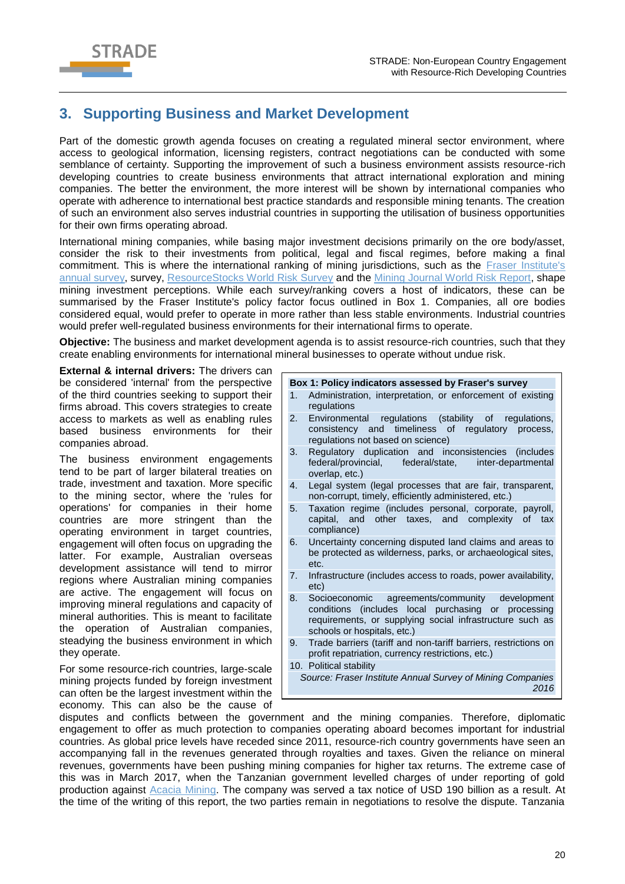## 3. Supporting Business and Market Development

Part of the domestic growth agenda focuses on creating a regulated mineral sector environment, where access to geological information, licensing registers, contract negotiations can be conducted with some semblance of certainty. Supporting the improvement of such a business environment assists resource-rich developing countries to create business environments that attract international exploration and mining companies. The better the environment, the more interest will be shown by international companies who operate with adherence to international best practice standards and responsible mining tenants. The creation of such an environment also serves industrial countries in supporting the utilisation of business opportunities for their own firms operating abroad.

International mining companies, while basing major investment decisions primarily on the ore body/asset, consider the risk to their investments from political, legal and fiscal regimes, before making a final commitment. This is where the international ranking of mining jurisdictions, such as the Fraser Institute's annual survey, survey, ResourceStocks World Risk Survey and the Mining Journal World Risk Report, shape mining investment perceptions. While each survey/ranking covers a host of indicators, these can be summarised by the Fraser Institute's policy factor focus outlined in Box 1. Companies, all ore bodies considered equal, would prefer to operate in more rather than less stable environments. Industrial countries would prefer well-regulated business environments for their international firms to operate.

**Objective:** The business and market development agenda is to assist resource-rich countries, such that they create enabling environments for international mineral businesses to operate without undue risk.

**External & internal drivers:** The drivers can be considered 'internal' from the perspective of the third countries seeking to support their firms abroad. This covers strategies to create access to markets as well as enabling rules based business environments for their companies abroad.

The business environment engagements tend to be part of larger bilateral treaties on trade, investment and taxation. More specific to the mining sector, where the 'rules for operations' for companies in their home countries are more stringent than the operating environment in target countries, engagement will often focus on upgrading the latter. For example, Australian overseas development assistance will tend to mirror regions where Australian mining companies are active. The engagement will focus on improving mineral regulations and capacity of mineral authorities. This is meant to facilitate the operation of Australian companies, steadying the business environment in which they operate.

For some resource-rich countries, large-scale mining projects funded by foreign investment can often be the largest investment within the economy. This can also be the cause of disputes and conflicts between the government and the mining companies. Therefore, diplomatic engagement to offer as much protection to companies operating aboard becomes important for industrial countries. As global price levels have receded since 2011, resource-rich country governments have seen an accompanying fall in the revenues generated through royalties and taxes. Given the reliance on mineral revenues, governments have been pushing mining companies for higher tax returns. The extreme case of this was in March 2017, when the Tanzanian government levelled charges of under reporting of gold production against Acacia Mining. The company was served a tax notice of USD 190 billion as a result. At the time of the writing of this report, the two parties remain in negotiations to resolve the dispute. Tanzania

**Box 1: Policy indicators assessed by Fraser's survey**

1. Administration, interpretation, or enforcement of existing regulations
2. Environmental regulations (stability of regulations, consistency and timeliness of regulatory process, regulations not based on science)
3. Regulatory duplication and inconsistencies (includes federal/provincial, federal/state, inter-departmental overlap, etc.)
4. Legal system (legal processes that are fair, transparent, non-corrupt, timely, efficiently administered, etc.)
5. Taxation regime (includes personal, corporate, payroll, capital, and other taxes, and complexity of tax compliance)
6. Uncertainty concerning disputed land claims and areas to be protected as wilderness, parks, or archaeological sites, etc.
7. Infrastructure (includes access to roads, power availability, etc)
8. Socioeconomic agreements/community development conditions (includes local purchasing or processing requirements, or supplying social infrastructure such as schools or hospitals, etc.)
9. Trade barriers (tariff and non-tariff barriers, restrictions on profit repatriation, currency restrictions, etc.)
10. Political stability

*Source: Fraser Institute Annual Survey of Mining Companies 2016*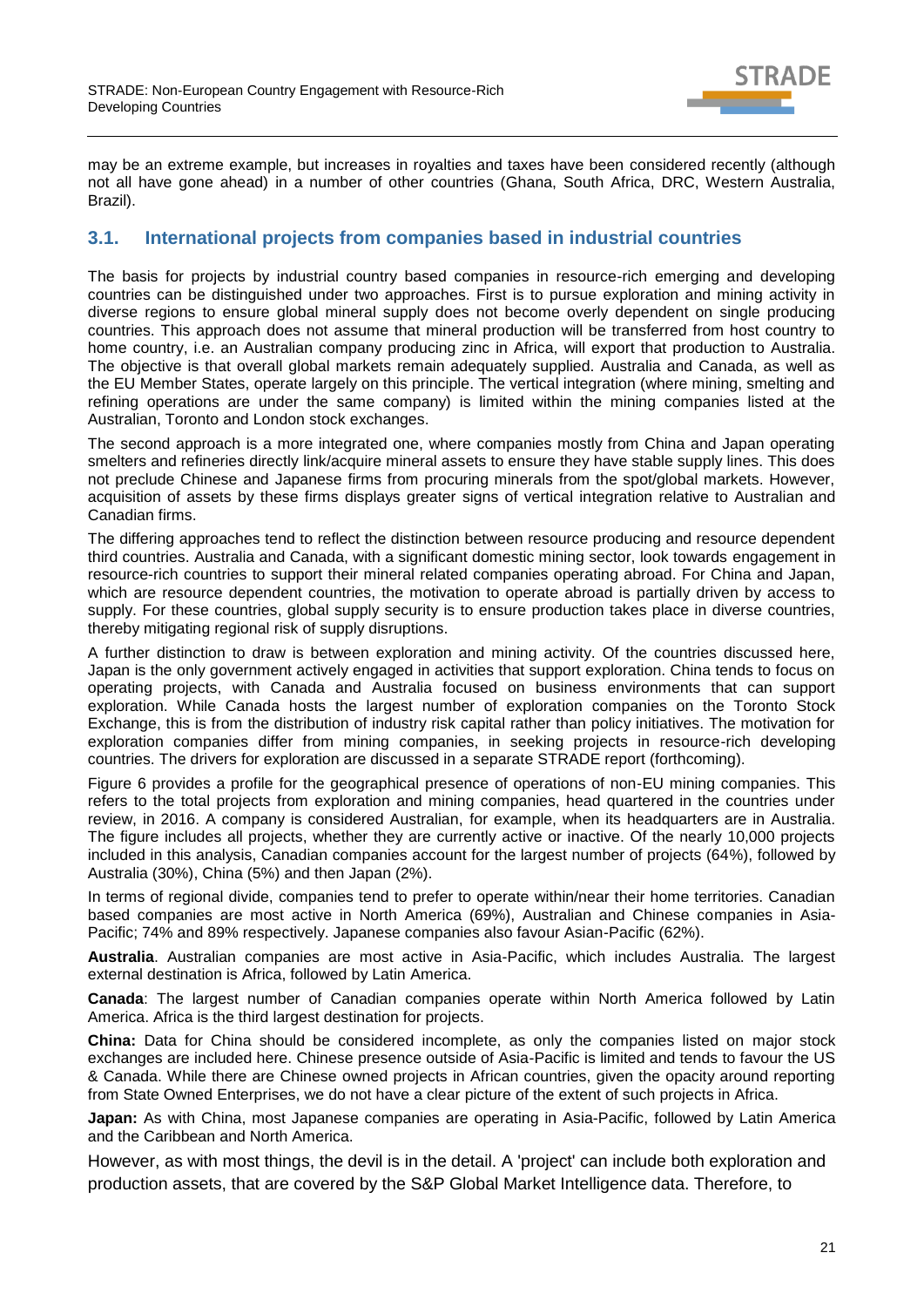may be an extreme example, but increases in royalties and taxes have been considered recently (although not all have gone ahead) in a number of other countries (Ghana, South Africa, DRC, Western Australia, Brazil).

## 3.1. International projects from companies based in industrial countries

The basis for projects by industrial country based companies in resource-rich emerging and developing countries can be distinguished under two approaches. First is to pursue exploration and mining activity in diverse regions to ensure global mineral supply does not become overly dependent on single producing countries. This approach does not assume that mineral production will be transferred from host country to home country, i.e. an Australian company producing zinc in Africa, will export that production to Australia. The objective is that overall global markets remain adequately supplied. Australia and Canada, as well as the EU Member States, operate largely on this principle. The vertical integration (where mining, smelting and refining operations are under the same company) is limited within the mining companies listed at the Australian, Toronto and London stock exchanges.

The second approach is a more integrated one, where companies mostly from China and Japan operating smelters and refineries directly link/acquire mineral assets to ensure they have stable supply lines. This does not preclude Chinese and Japanese firms from procuring minerals from the spot/global markets. However, acquisition of assets by these firms displays greater signs of vertical integration relative to Australian and Canadian firms.

The differing approaches tend to reflect the distinction between resource producing and resource dependent third countries. Australia and Canada, with a significant domestic mining sector, look towards engagement in resource-rich countries to support their mineral related companies operating abroad. For China and Japan, which are resource dependent countries, the motivation to operate abroad is partially driven by access to supply. For these countries, global supply security is to ensure production takes place in diverse countries, thereby mitigating regional risk of supply disruptions.

A further distinction to draw is between exploration and mining activity. Of the countries discussed here, Japan is the only government actively engaged in activities that support exploration. China tends to focus on operating projects, with Canada and Australia focused on business environments that can support exploration. While Canada hosts the largest number of exploration companies on the Toronto Stock Exchange, this is from the distribution of industry risk capital rather than policy initiatives. The motivation for exploration companies differ from mining companies, in seeking projects in resource-rich developing countries. The drivers for exploration are discussed in a separate STRADE report (forthcoming).

Figure 6 provides a profile for the geographical presence of operations of non-EU mining companies. This refers to the total projects from exploration and mining companies, head quartered in the countries under review, in 2016. A company is considered Australian, for example, when its headquarters are in Australia. The figure includes all projects, whether they are currently active or inactive. Of the nearly 10,000 projects included in this analysis, Canadian companies account for the largest number of projects (64%), followed by Australia (30%), China (5%) and then Japan (2%).

In terms of regional divide, companies tend to prefer to operate within/near their home territories. Canadian based companies are most active in North America (69%), Australian and Chinese companies in Asia-Pacific; 74% and 89% respectively. Japanese companies also favour Asian-Pacific (62%).

**Australia**. Australian companies are most active in Asia-Pacific, which includes Australia. The largest external destination is Africa, followed by Latin America.

**Canada**: The largest number of Canadian companies operate within North America followed by Latin America. Africa is the third largest destination for projects.

**China:** Data for China should be considered incomplete, as only the companies listed on major stock exchanges are included here. Chinese presence outside of Asia-Pacific is limited and tends to favour the US & Canada. While there are Chinese owned projects in African countries, given the opacity around reporting from State Owned Enterprises, we do not have a clear picture of the extent of such projects in Africa.

**Japan:** As with China, most Japanese companies are operating in Asia-Pacific, followed by Latin America and the Caribbean and North America.

However, as with most things, the devil is in the detail. A 'project' can include both exploration and production assets, that are covered by the S&P Global Market Intelligence data. Therefore, to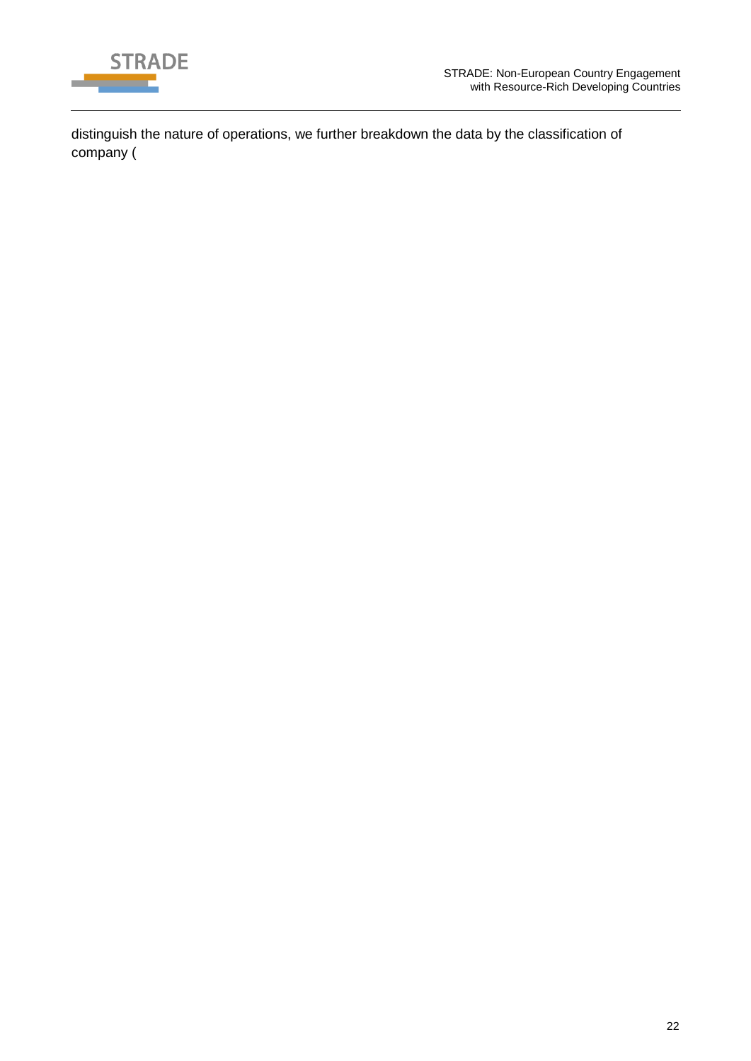distinguish the nature of operations, we further breakdown the data by the classification of company (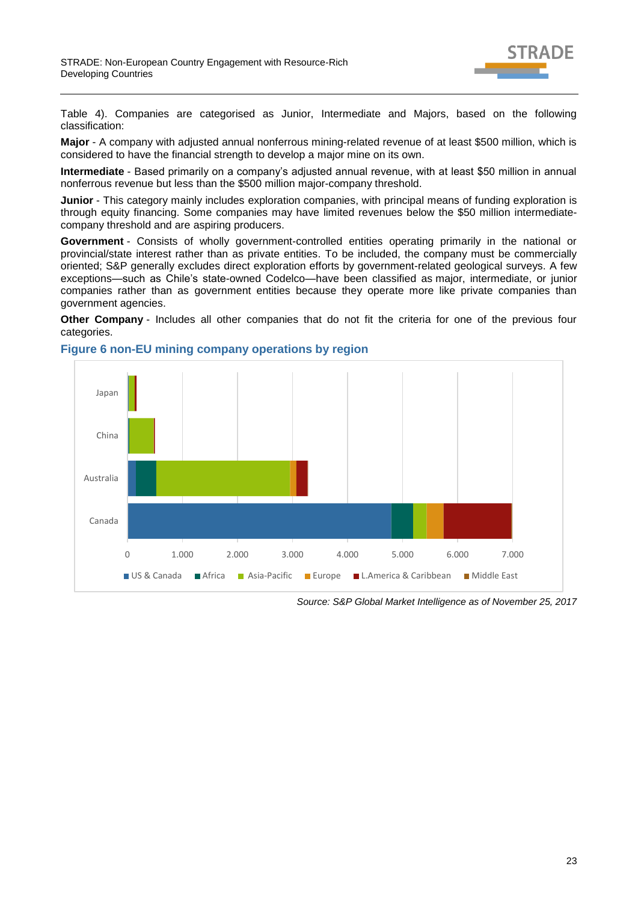Table 4). Companies are categorised as Junior, Intermediate and Majors, based on the following classification:

**Major** - A company with adjusted annual nonferrous mining-related revenue of at least $500 million, which is considered to have the financial strength to develop a major mine on its own.

**Intermediate** - Based primarily on a company's adjusted annual revenue, with at least $50 million in annual nonferrous revenue but less than the $500 million major-company threshold.

**Junior** - This category mainly includes exploration companies, with principal means of funding exploration is through equity financing. Some companies may have limited revenues below the $50 million intermediate-company threshold and are aspiring producers.

**Government** - Consists of wholly government-controlled entities operating primarily in the national or provincial/state interest rather than as private entities. To be included, the company must be commercially oriented; S&P generally excludes direct exploration efforts by government-related geological surveys. A few exceptions—such as Chile's state-owned Codelco—have been classified as major, intermediate, or junior companies rather than as government entities because they operate more like private companies than government agencies.

**Other Company** - Includes all other companies that do not fit the criteria for one of the previous four categories.

### Figure 6 non-EU mining company operations by region

*Source: S&P Global Market Intelligence as of November 25, 2017*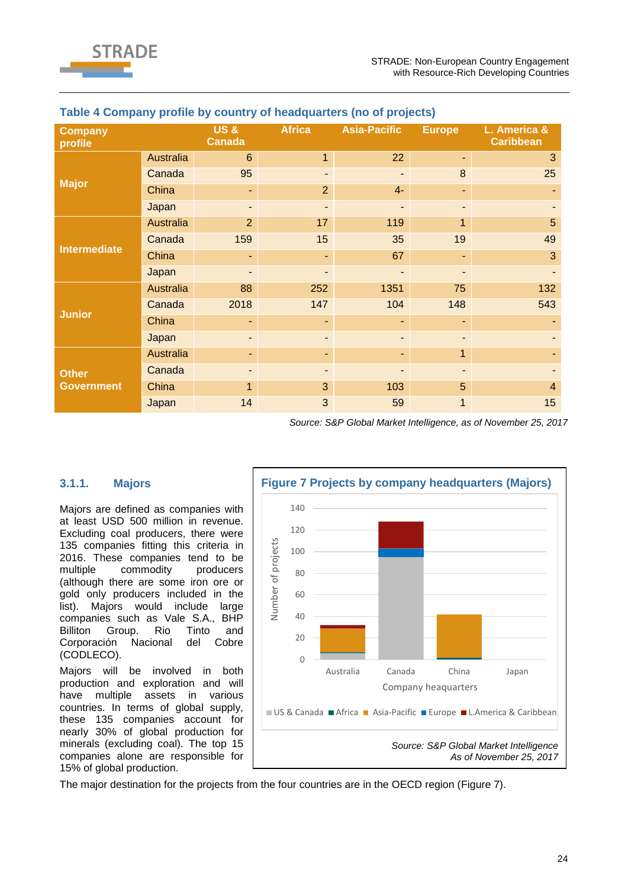**Table 4 Company profile by country of headquarters (no of projects)**

| Company profile | | US & Canada | Africa | Asia-Pacific | Europe | L. America & Caribbean |
|---|---|---|---|---|---|---|
| Major | Australia | 6 | 1 | 22 | - | 3 |
| | Canada | 95 | - | - | 8 | 25 |
| | China | - | 2 | 4- | - | - |
| | Japan | - | - | - | - | - |
| Intermediate | Australia | 2 | 17 | 119 | 1 | 5 |
| | Canada | 159 | 15 | 35 | 19 | 49 |
| | China | - | - | 67 | - | 3 |
| | Japan | - | - | - | - | - |
| Junior | Australia | 88 | 252 | 1351 | 75 | 132 |
| | Canada | 2018 | 147 | 104 | 148 | 543 |
| | China | - | - | - | - | - |
| | Japan | - | - | - | - | - |
| Other Government | Australia | - | - | - | 1 | - |
| | Canada | - | - | - | - | - |
| | China | 1 | 3 | 103 | 5 | 4 |
| | Japan | 14 | 3 | 59 | 1 | 15 |

*Source: S&P Global Market Intelligence, as of November 25, 2017*

### 3.1.1. Majors

Majors are defined as companies with at least USD 500 million in revenue. Excluding coal producers, there were 135 companies fitting this criteria in 2016. These companies tend to be multiple commodity producers (although there are some iron ore or gold only producers included in the list). Majors would include large companies such as Vale S.A., BHP Billiton Group. Rio Tinto and Corporación Nacional del Cobre (CODLECO).

Majors will be involved in both production and exploration and will have multiple assets in various countries. In terms of global supply, these 135 companies account for nearly 30% of global production minerals (excluding coal). The top 15 companies alone are responsible for 15% of global production.

**Figure 7 Projects by company headquarters (Majors)**

*Source: S&P Global Market Intelligence As of November 25, 2017*

The major destination for the projects from the four countries are in the OECD region (Figure 7).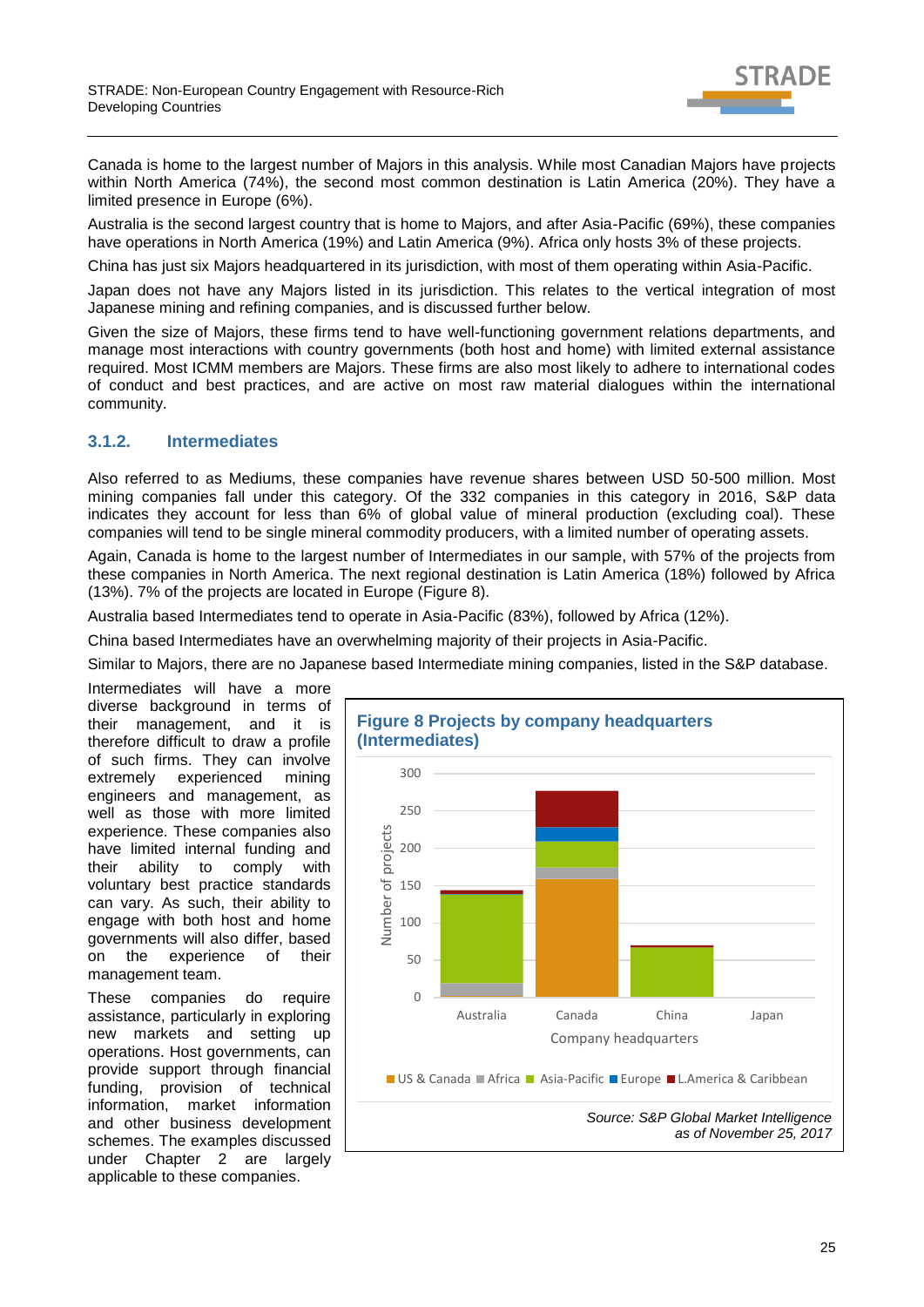Canada is home to the largest number of Majors in this analysis. While most Canadian Majors have projects within North America (74%), the second most common destination is Latin America (20%). They have a limited presence in Europe (6%).

Australia is the second largest country that is home to Majors, and after Asia-Pacific (69%), these companies have operations in North America (19%) and Latin America (9%). Africa only hosts 3% of these projects.

China has just six Majors headquartered in its jurisdiction, with most of them operating within Asia-Pacific.

Japan does not have any Majors listed in its jurisdiction. This relates to the vertical integration of most Japanese mining and refining companies, and is discussed further below.

Given the size of Majors, these firms tend to have well-functioning government relations departments, and manage most interactions with country governments (both host and home) with limited external assistance required. Most ICMM members are Majors. These firms are also most likely to adhere to international codes of conduct and best practices, and are active on most raw material dialogues within the international community.

### 3.1.2. Intermediates

Also referred to as Mediums, these companies have revenue shares between USD 50-500 million. Most mining companies fall under this category. Of the 332 companies in this category in 2016, S&P data indicates they account for less than 6% of global value of mineral production (excluding coal). These companies will tend to be single mineral commodity producers, with a limited number of operating assets.

Again, Canada is home to the largest number of Intermediates in our sample, with 57% of the projects from these companies in North America. The next regional destination is Latin America (18%) followed by Africa (13%). 7% of the projects are located in Europe (Figure 8).

Australia based Intermediates tend to operate in Asia-Pacific (83%), followed by Africa (12%).

China based Intermediates have an overwhelming majority of their projects in Asia-Pacific.

Similar to Majors, there are no Japanese based Intermediate mining companies, listed in the S&P database.

Intermediates will have a more diverse background in terms of their management, and it is therefore difficult to draw a profile of such firms. They can involve extremely experienced mining engineers and management, as well as those with more limited experience. These companies also have limited internal funding and their ability to comply with voluntary best practice standards can vary. As such, their ability to engage with both host and home governments will also differ, based on the experience of their management team.

These companies do require assistance, particularly in exploring new markets and setting up operations. Host governments, can provide support through financial funding, provision of technical information, market information and other business development schemes. The examples discussed under Chapter 2 are largely applicable to these companies.

**Figure 8 Projects by company headquarters (Intermediates)**

*Source: S&P Global Market Intelligence as of November 25, 2017*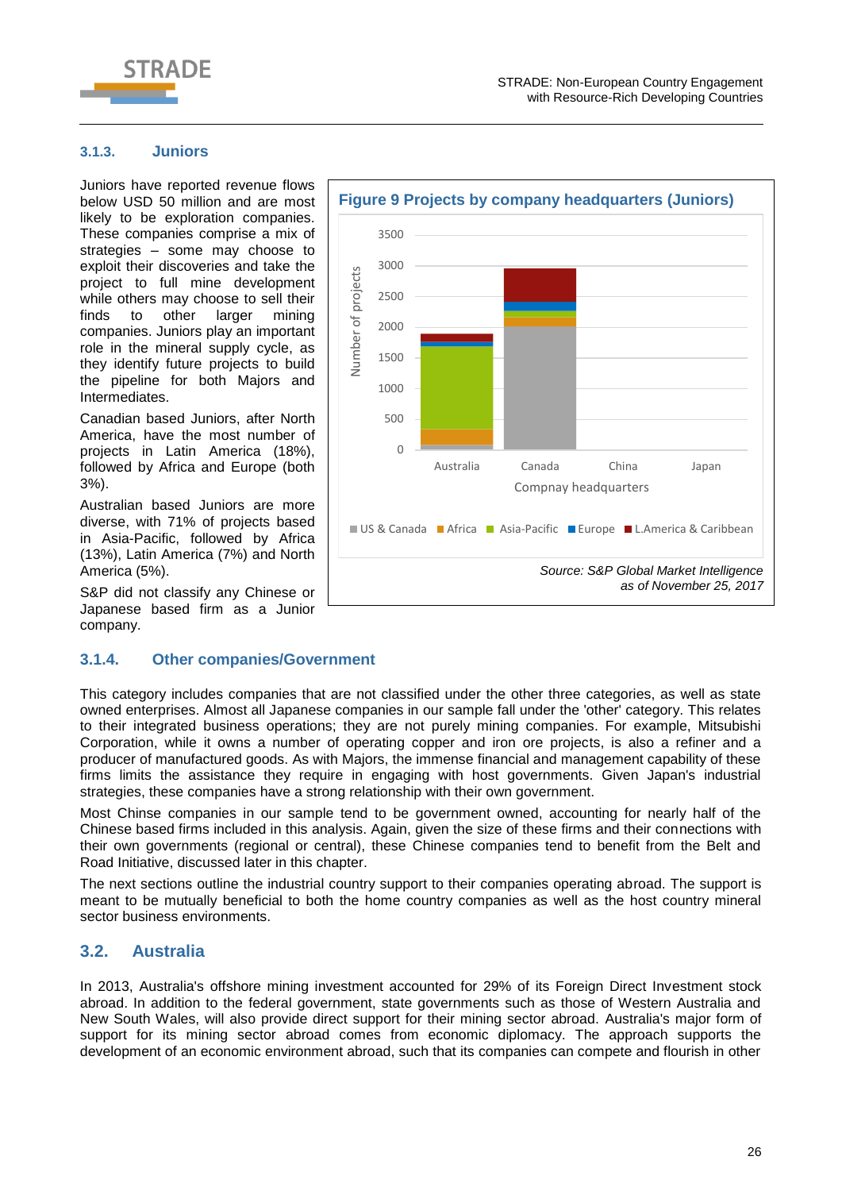### 3.1.3. Juniors

Juniors have reported revenue flows below USD 50 million and are most likely to be exploration companies. These companies comprise a mix of strategies – some may choose to exploit their discoveries and take the project to full mine development while others may choose to sell their finds to other larger mining companies. Juniors play an important role in the mineral supply cycle, as they identify future projects to build the pipeline for both Majors and Intermediates.

Canadian based Juniors, after North America, have the most number of projects in Latin America (18%), followed by Africa and Europe (both 3%).

Australian based Juniors are more diverse, with 71% of projects based in Asia-Pacific, followed by Africa (13%), Latin America (7%) and North America (5%).

S&P did not classify any Chinese or Japanese based firm as a Junior company.

**Figure 9 Projects by company headquarters (Juniors)**

*Source: S&P Global Market Intelligence as of November 25, 2017*

### 3.1.4. Other companies/Government

This category includes companies that are not classified under the other three categories, as well as state owned enterprises. Almost all Japanese companies in our sample fall under the 'other' category. This relates to their integrated business operations; they are not purely mining companies. For example, Mitsubishi Corporation, while it owns a number of operating copper and iron ore projects, is also a refiner and a producer of manufactured goods. As with Majors, the immense financial and management capability of these firms limits the assistance they require in engaging with host governments. Given Japan's industrial strategies, these companies have a strong relationship with their own government.

Most Chinse companies in our sample tend to be government owned, accounting for nearly half of the Chinese based firms included in this analysis. Again, given the size of these firms and their connections with their own governments (regional or central), these Chinese companies tend to benefit from the Belt and Road Initiative, discussed later in this chapter.

The next sections outline the industrial country support to their companies operating abroad. The support is meant to be mutually beneficial to both the home country companies as well as the host country mineral sector business environments.

## 3.2. Australia

In 2013, Australia's offshore mining investment accounted for 29% of its Foreign Direct Investment stock abroad. In addition to the federal government, state governments such as those of Western Australia and New South Wales, will also provide direct support for their mining sector abroad. Australia's major form of support for its mining sector abroad comes from economic diplomacy. The approach supports the development of an economic environment abroad, such that its companies can compete and flourish in other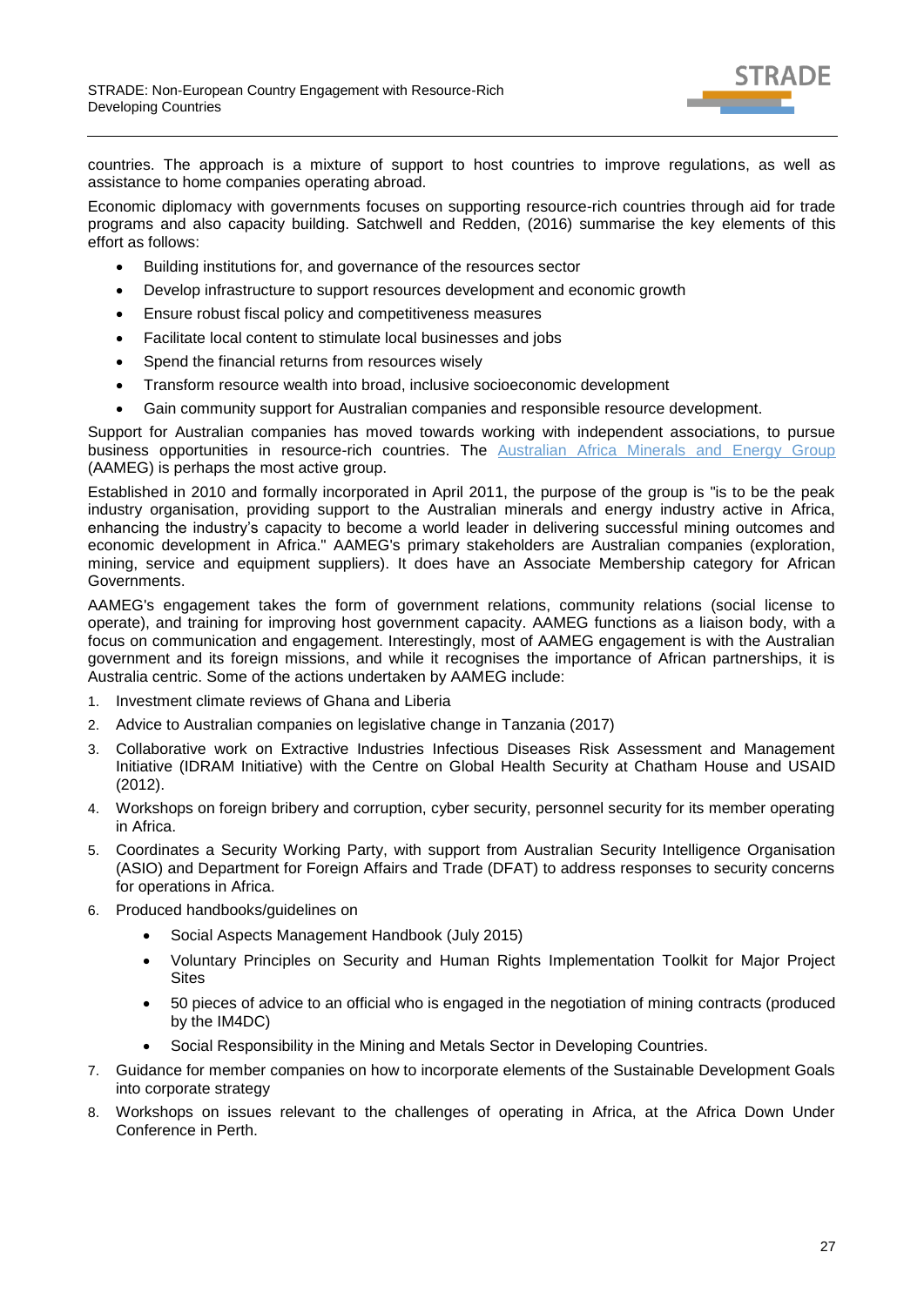countries. The approach is a mixture of support to host countries to improve regulations, as well as assistance to home companies operating abroad.

Economic diplomacy with governments focuses on supporting resource-rich countries through aid for trade programs and also capacity building. Satchwell and Redden, (2016) summarise the key elements of this effort as follows:

- Building institutions for, and governance of the resources sector
- Develop infrastructure to support resources development and economic growth
- Ensure robust fiscal policy and competitiveness measures
- Facilitate local content to stimulate local businesses and jobs
- Spend the financial returns from resources wisely
- Transform resource wealth into broad, inclusive socioeconomic development
- Gain community support for Australian companies and responsible resource development.

Support for Australian companies has moved towards working with independent associations, to pursue business opportunities in resource-rich countries. The Australian Africa Minerals and Energy Group (AAMEG) is perhaps the most active group.

Established in 2010 and formally incorporated in April 2011, the purpose of the group is "is to be the peak industry organisation, providing support to the Australian minerals and energy industry active in Africa, enhancing the industry's capacity to become a world leader in delivering successful mining outcomes and economic development in Africa." AAMEG's primary stakeholders are Australian companies (exploration, mining, service and equipment suppliers). It does have an Associate Membership category for African Governments.

AAMEG's engagement takes the form of government relations, community relations (social license to operate), and training for improving host government capacity. AAMEG functions as a liaison body, with a focus on communication and engagement. Interestingly, most of AAMEG engagement is with the Australian government and its foreign missions, and while it recognises the importance of African partnerships, it is Australia centric. Some of the actions undertaken by AAMEG include:

1. Investment climate reviews of Ghana and Liberia
2. Advice to Australian companies on legislative change in Tanzania (2017)
3. Collaborative work on Extractive Industries Infectious Diseases Risk Assessment and Management Initiative (IDRAM Initiative) with the Centre on Global Health Security at Chatham House and USAID (2012).
4. Workshops on foreign bribery and corruption, cyber security, personnel security for its member operating in Africa.
5. Coordinates a Security Working Party, with support from Australian Security Intelligence Organisation (ASIO) and Department for Foreign Affairs and Trade (DFAT) to address responses to security concerns for operations in Africa.
6. Produced handbooks/guidelines on
   - Social Aspects Management Handbook (July 2015)
   - Voluntary Principles on Security and Human Rights Implementation Toolkit for Major Project Sites
   - 50 pieces of advice to an official who is engaged in the negotiation of mining contracts (produced by the IM4DC)
   - Social Responsibility in the Mining and Metals Sector in Developing Countries.
7. Guidance for member companies on how to incorporate elements of the Sustainable Development Goals into corporate strategy
8. Workshops on issues relevant to the challenges of operating in Africa, at the Africa Down Under Conference in Perth.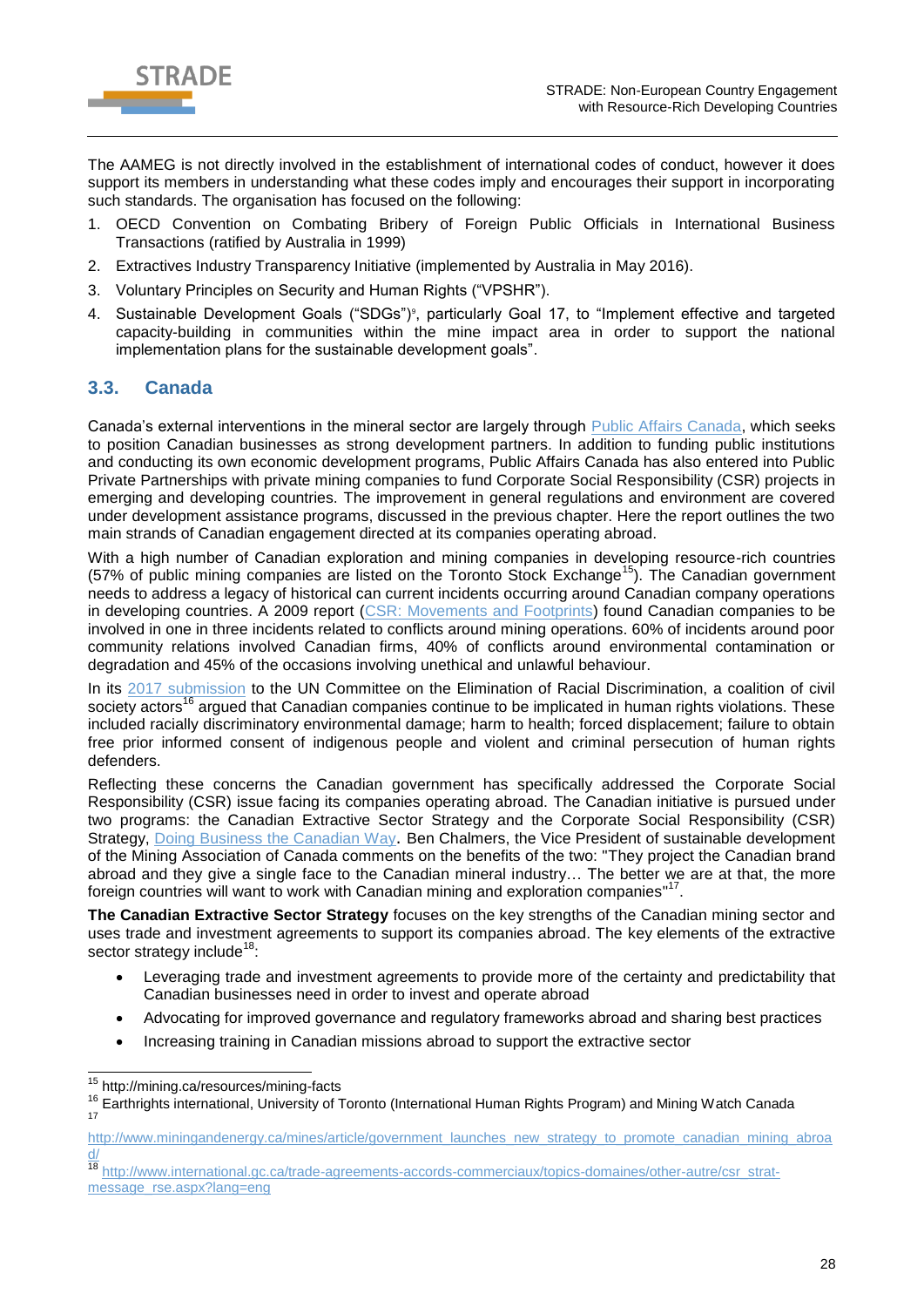The AAMEG is not directly involved in the establishment of international codes of conduct, however it does support its members in understanding what these codes imply and encourages their support in incorporating such standards. The organisation has focused on the following:

1. OECD Convention on Combating Bribery of Foreign Public Officials in International Business Transactions (ratified by Australia in 1999)
2. Extractives Industry Transparency Initiative (implemented by Australia in May 2016).
3. Voluntary Principles on Security and Human Rights ("VPSHR").
4. Sustainable Development Goals ("SDGs")[9], particularly Goal 17, to "Implement effective and targeted capacity-building in communities within the mine impact area in order to support the national implementation plans for the sustainable development goals".

## 3.3. Canada

Canada's external interventions in the mineral sector are largely through Public Affairs Canada, which seeks to position Canadian businesses as strong development partners. In addition to funding public institutions and conducting its own economic development programs, Public Affairs Canada has also entered into Public Private Partnerships with private mining companies to fund Corporate Social Responsibility (CSR) projects in emerging and developing countries. The improvement in general regulations and environment are covered under development assistance programs, discussed in the previous chapter. Here the report outlines the two main strands of Canadian engagement directed at its companies operating abroad.

With a high number of Canadian exploration and mining companies in developing resource-rich countries (57% of public mining companies are listed on the Toronto Stock Exchange[15]). The Canadian government needs to address a legacy of historical can current incidents occurring around Canadian company operations in developing countries. A 2009 report (CSR: Movements and Footprints) found Canadian companies to be involved in one in three incidents related to conflicts around mining operations. 60% of incidents around poor community relations involved Canadian firms, 40% of conflicts around environmental contamination or degradation and 45% of the occasions involving unethical and unlawful behaviour.

In its 2017 submission to the UN Committee on the Elimination of Racial Discrimination, a coalition of civil society actors[16] argued that Canadian companies continue to be implicated in human rights violations. These included racially discriminatory environmental damage; harm to health; forced displacement; failure to obtain free prior informed consent of indigenous people and violent and criminal persecution of human rights defenders.

Reflecting these concerns the Canadian government has specifically addressed the Corporate Social Responsibility (CSR) issue facing its companies operating abroad. The Canadian initiative is pursued under two programs: the Canadian Extractive Sector Strategy and the Corporate Social Responsibility (CSR) Strategy, Doing Business the Canadian Way. Ben Chalmers, the Vice President of sustainable development of the Mining Association of Canada comments on the benefits of the two: "They project the Canadian brand abroad and they give a single face to the Canadian mineral industry… The better we are at that, the more foreign countries will want to work with Canadian mining and exploration companies"[17].

**The Canadian Extractive Sector Strategy** focuses on the key strengths of the Canadian mining sector and uses trade and investment agreements to support its companies abroad. The key elements of the extractive sector strategy include[18]:

- Leveraging trade and investment agreements to provide more of the certainty and predictability that Canadian businesses need in order to invest and operate abroad
- Advocating for improved governance and regulatory frameworks abroad and sharing best practices
- Increasing training in Canadian missions abroad to support the extractive sector

---

[15] http://mining.ca/resources/mining-facts

[16] Earthrights international, University of Toronto (International Human Rights Program) and Mining Watch Canada

[17] http://www.miningandenergy.ca/mines/article/government_launches_new_strategy_to_promote_canadian_mining_abroad/

[18] http://www.international.gc.ca/trade-agreements-accords-commerciaux/topics-domaines/other-autre/csr_strat-message_rse.aspx?lang=eng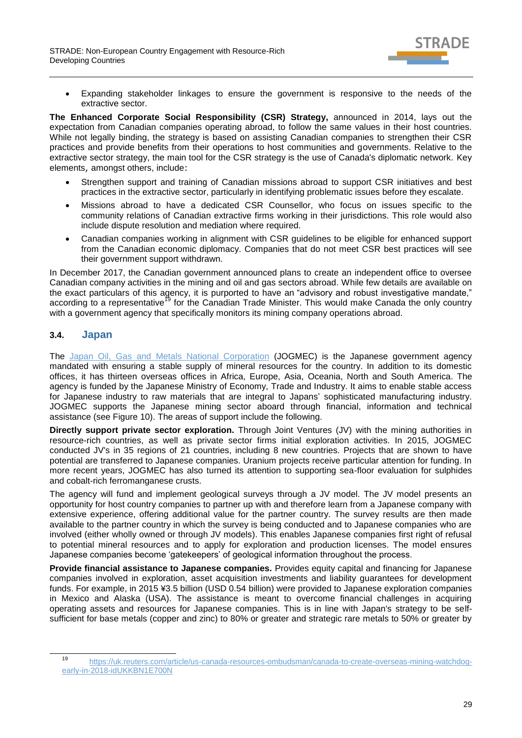- Expanding stakeholder linkages to ensure the government is responsive to the needs of the extractive sector.

**The Enhanced Corporate Social Responsibility (CSR) Strategy,** announced in 2014, lays out the expectation from Canadian companies operating abroad, to follow the same values in their host countries. While not legally binding, the strategy is based on assisting Canadian companies to strengthen their CSR practices and provide benefits from their operations to host communities and governments. Relative to the extractive sector strategy, the main tool for the CSR strategy is the use of Canada's diplomatic network. Key elements, amongst others, include:

- Strengthen support and training of Canadian missions abroad to support CSR initiatives and best practices in the extractive sector, particularly in identifying problematic issues before they escalate.
- Missions abroad to have a dedicated CSR Counsellor, who focus on issues specific to the community relations of Canadian extractive firms working in their jurisdictions. This role would also include dispute resolution and mediation where required.
- Canadian companies working in alignment with CSR guidelines to be eligible for enhanced support from the Canadian economic diplomacy. Companies that do not meet CSR best practices will see their government support withdrawn.

In December 2017, the Canadian government announced plans to create an independent office to oversee Canadian company activities in the mining and oil and gas sectors abroad. While few details are available on the exact particulars of this agency, it is purported to have an "advisory and robust investigative mandate," according to a representative[19] for the Canadian Trade Minister. This would make Canada the only country with a government agency that specifically monitors its mining company operations abroad.

## 3.4. Japan

The Japan Oil, Gas and Metals National Corporation (JOGMEC) is the Japanese government agency mandated with ensuring a stable supply of mineral resources for the country. In addition to its domestic offices, it has thirteen overseas offices in Africa, Europe, Asia, Oceania, North and South America. The agency is funded by the Japanese Ministry of Economy, Trade and Industry. It aims to enable stable access for Japanese industry to raw materials that are integral to Japans' sophisticated manufacturing industry. JOGMEC supports the Japanese mining sector aboard through financial, information and technical assistance (see Figure 10). The areas of support include the following.

**Directly support private sector exploration.** Through Joint Ventures (JV) with the mining authorities in resource-rich countries, as well as private sector firms initial exploration activities. In 2015, JOGMEC conducted JV's in 35 regions of 21 countries, including 8 new countries. Projects that are shown to have potential are transferred to Japanese companies. Uranium projects receive particular attention for funding. In more recent years, JOGMEC has also turned its attention to supporting sea-floor evaluation for sulphides and cobalt-rich ferromanganese crusts.

The agency will fund and implement geological surveys through a JV model. The JV model presents an opportunity for host country companies to partner up with and therefore learn from a Japanese company with extensive experience, offering additional value for the partner country. The survey results are then made available to the partner country in which the survey is being conducted and to Japanese companies who are involved (either wholly owned or through JV models). This enables Japanese companies first right of refusal to potential mineral resources and to apply for exploration and production licenses. The model ensures Japanese companies become 'gatekeepers' of geological information throughout the process.

**Provide financial assistance to Japanese companies.** Provides equity capital and financing for Japanese companies involved in exploration, asset acquisition investments and liability guarantees for development funds. For example, in 2015 ¥3.5 billion (USD 0.54 billion) were provided to Japanese exploration companies in Mexico and Alaska (USA). The assistance is meant to overcome financial challenges in acquiring operating assets and resources for Japanese companies. This is in line with Japan's strategy to be self-sufficient for base metals (copper and zinc) to 80% or greater and strategic rare metals to 50% or greater by

[19] https://uk.reuters.com/article/us-canada-resources-ombudsman/canada-to-create-overseas-mining-watchdog-early-in-2018-idUKKBN1E700N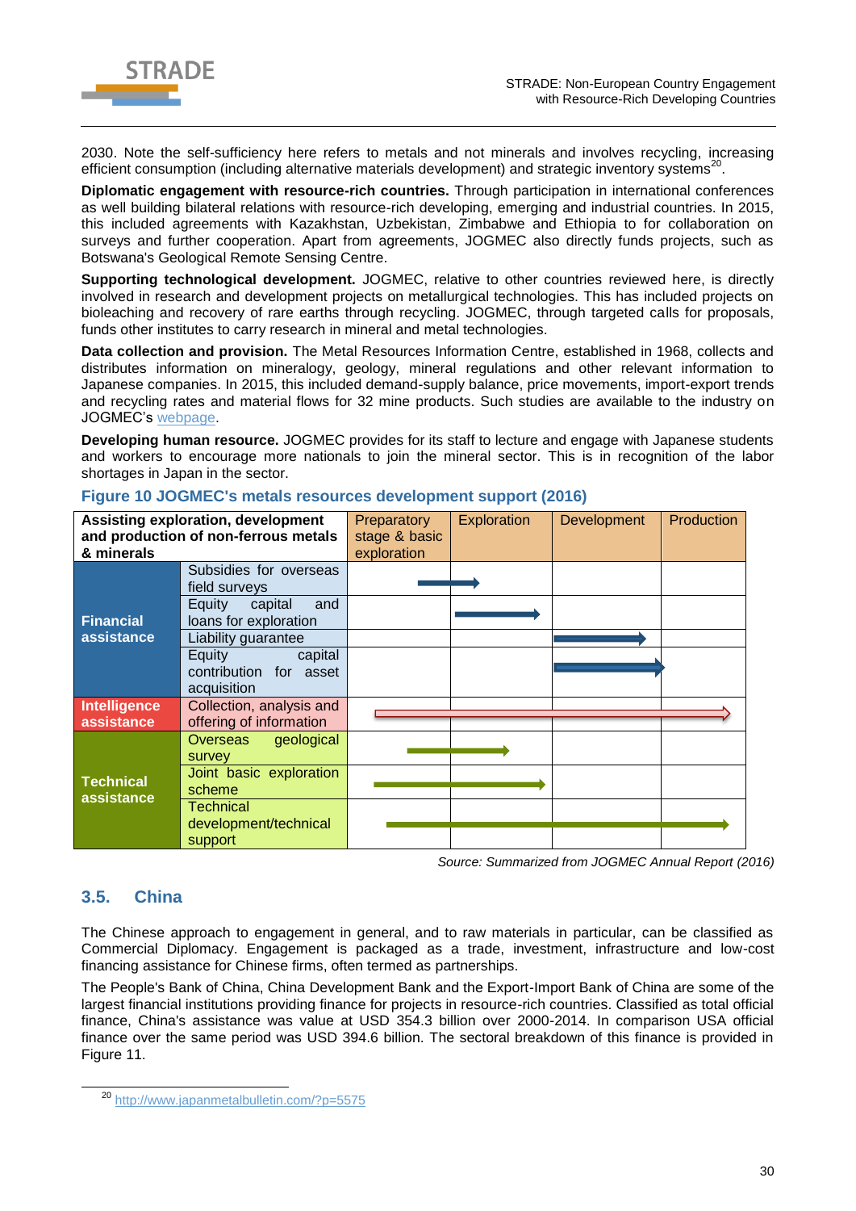2030. Note the self-sufficiency here refers to metals and not minerals and involves recycling, increasing efficient consumption (including alternative materials development) and strategic inventory systems[20].

**Diplomatic engagement with resource-rich countries.** Through participation in international conferences as well building bilateral relations with resource-rich developing, emerging and industrial countries. In 2015, this included agreements with Kazakhstan, Uzbekistan, Zimbabwe and Ethiopia to for collaboration on surveys and further cooperation. Apart from agreements, JOGMEC also directly funds projects, such as Botswana's Geological Remote Sensing Centre.

**Supporting technological development.** JOGMEC, relative to other countries reviewed here, is directly involved in research and development projects on metallurgical technologies. This has included projects on bioleaching and recovery of rare earths through recycling. JOGMEC, through targeted calls for proposals, funds other institutes to carry research in mineral and metal technologies.

**Data collection and provision.** The Metal Resources Information Centre, established in 1968, collects and distributes information on mineralogy, geology, mineral regulations and other relevant information to Japanese companies. In 2015, this included demand-supply balance, price movements, import-export trends and recycling rates and material flows for 32 mine products. Such studies are available to the industry on JOGMEC's webpage.

**Developing human resource.** JOGMEC provides for its staff to lecture and engage with Japanese students and workers to encourage more nationals to join the mineral sector. This is in recognition of the labor shortages in Japan in the sector.

**Figure 10 JOGMEC's metals resources development support (2016)**

| Assisting exploration, development and production of non-ferrous metals & minerals | | Preparatory stage & basic exploration | Exploration | Development | Production |
|---|---|---|---|---|---|
| Financial assistance | Subsidies for overseas field surveys | → | → | | |
| | Equity capital and loans for exploration | | → | | |
| | Liability guarantee | | | → | |
| | Equity capital contribution for asset acquisition | | | → | |
| Intelligence assistance | Collection, analysis and offering of information | → | → | → | → |
| Technical assistance | Overseas geological survey | → | → | | |
| | Joint basic exploration scheme | → | → | | |
| | Technical development/technical support | → | → | → | → |

*Source: Summarized from JOGMEC Annual Report (2016)*

## 3.5. China

The Chinese approach to engagement in general, and to raw materials in particular, can be classified as Commercial Diplomacy. Engagement is packaged as a trade, investment, infrastructure and low-cost financing assistance for Chinese firms, often termed as partnerships.

The People's Bank of China, China Development Bank and the Export-Import Bank of China are some of the largest financial institutions providing finance for projects in resource-rich countries. Classified as total official finance, China's assistance was value at USD 354.3 billion over 2000-2014. In comparison USA official finance over the same period was USD 394.6 billion. The sectoral breakdown of this finance is provided in Figure 11.

[20] http://www.japanmetalbulletin.com/?p=5575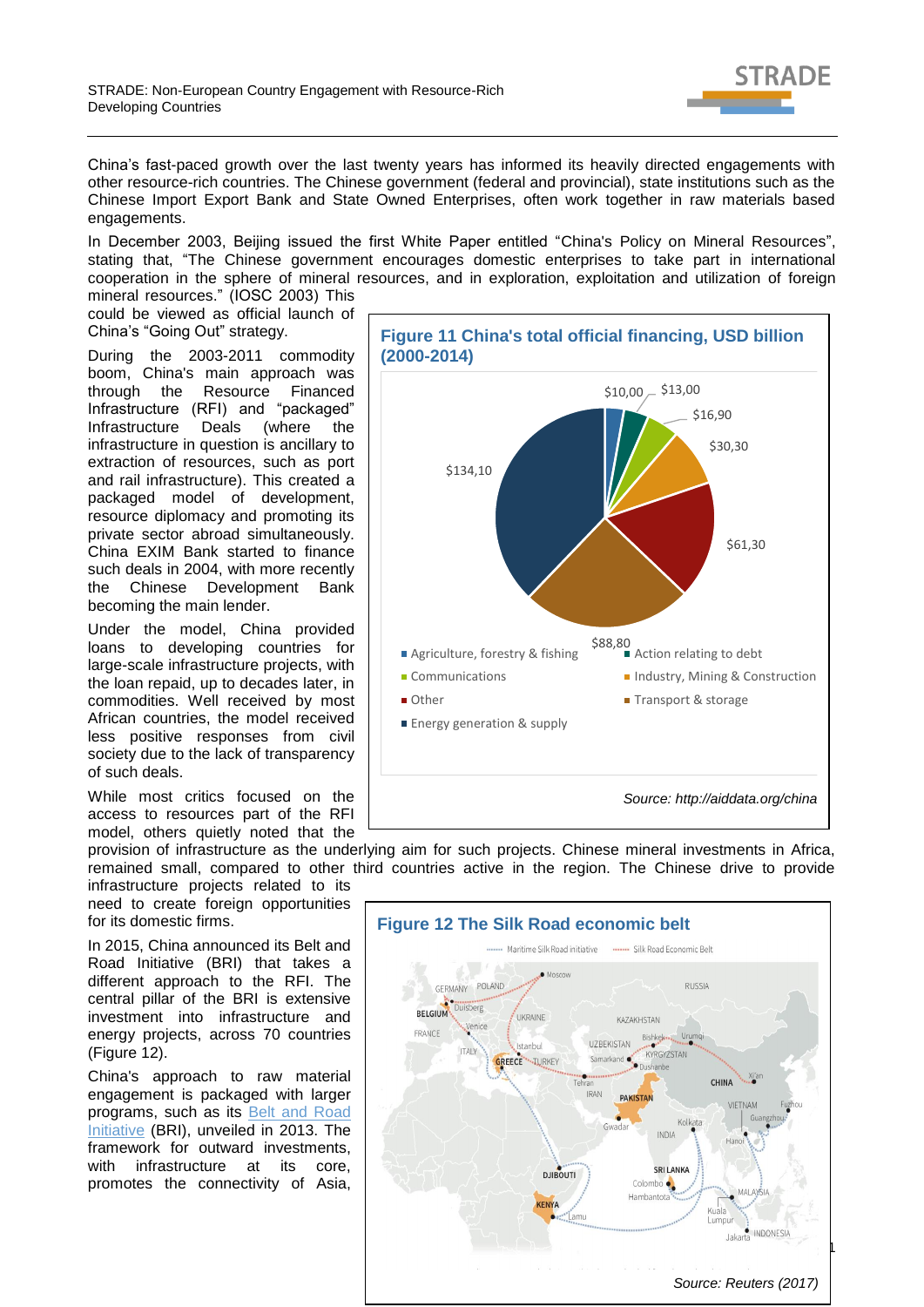China's fast-paced growth over the last twenty years has informed its heavily directed engagements with other resource-rich countries. The Chinese government (federal and provincial), state institutions such as the Chinese Import Export Bank and State Owned Enterprises, often work together in raw materials based engagements.

In December 2003, Beijing issued the first White Paper entitled "China's Policy on Mineral Resources", stating that, "The Chinese government encourages domestic enterprises to take part in international cooperation in the sphere of mineral resources, and in exploration, exploitation and utilization of foreign mineral resources." (IOSC 2003) This could be viewed as official launch of China's "Going Out" strategy.

During the 2003-2011 commodity boom, China's main approach was through the Resource Financed Infrastructure (RFI) and "packaged" Infrastructure Deals (where the infrastructure in question is ancillary to extraction of resources, such as port and rail infrastructure). This created a packaged model of development, resource diplomacy and promoting its private sector abroad simultaneously. China EXIM Bank started to finance such deals in 2004, with more recently the Chinese Development Bank becoming the main lender.

Under the model, China provided loans to developing countries for large-scale infrastructure projects, with the loan repaid, up to decades later, in commodities. Well received by most African countries, the model received less positive responses from civil society due to the lack of transparency of such deals.

While most critics focused on the access to resources part of the RFI model, others quietly noted that the provision of infrastructure as the underlying aim for such projects. Chinese mineral investments in Africa, remained small, compared to other third countries active in the region. The Chinese drive to provide infrastructure projects related to its need to create foreign opportunities for its domestic firms.

**Figure 11 China's total official financing, USD billion (2000-2014)**

| Sector | USD billion |
|---|---|
| Agriculture, forestry & fishing | $10,00 |
| Action relating to debt | $13,00 |
| Communications | $16,90 |
| Industry, Mining & Construction | $30,30 |
| Other | $61,30 |
| Transport & storage | $88,80 |
| Energy generation & supply | $134,10 |

*Source: http://aiddata.org/china*

In 2015, China announced its Belt and Road Initiative (BRI) that takes a different approach to the RFI. The central pillar of the BRI is extensive investment into infrastructure and energy projects, across 70 countries (Figure 12).

China's approach to raw material engagement is packaged with larger programs, such as its Belt and Road Initiative (BRI), unveiled in 2013. The framework for outward investments, with infrastructure at its core, promotes the connectivity of Asia,

**Figure 12 The Silk Road economic belt**

*Source: Reuters (2017)*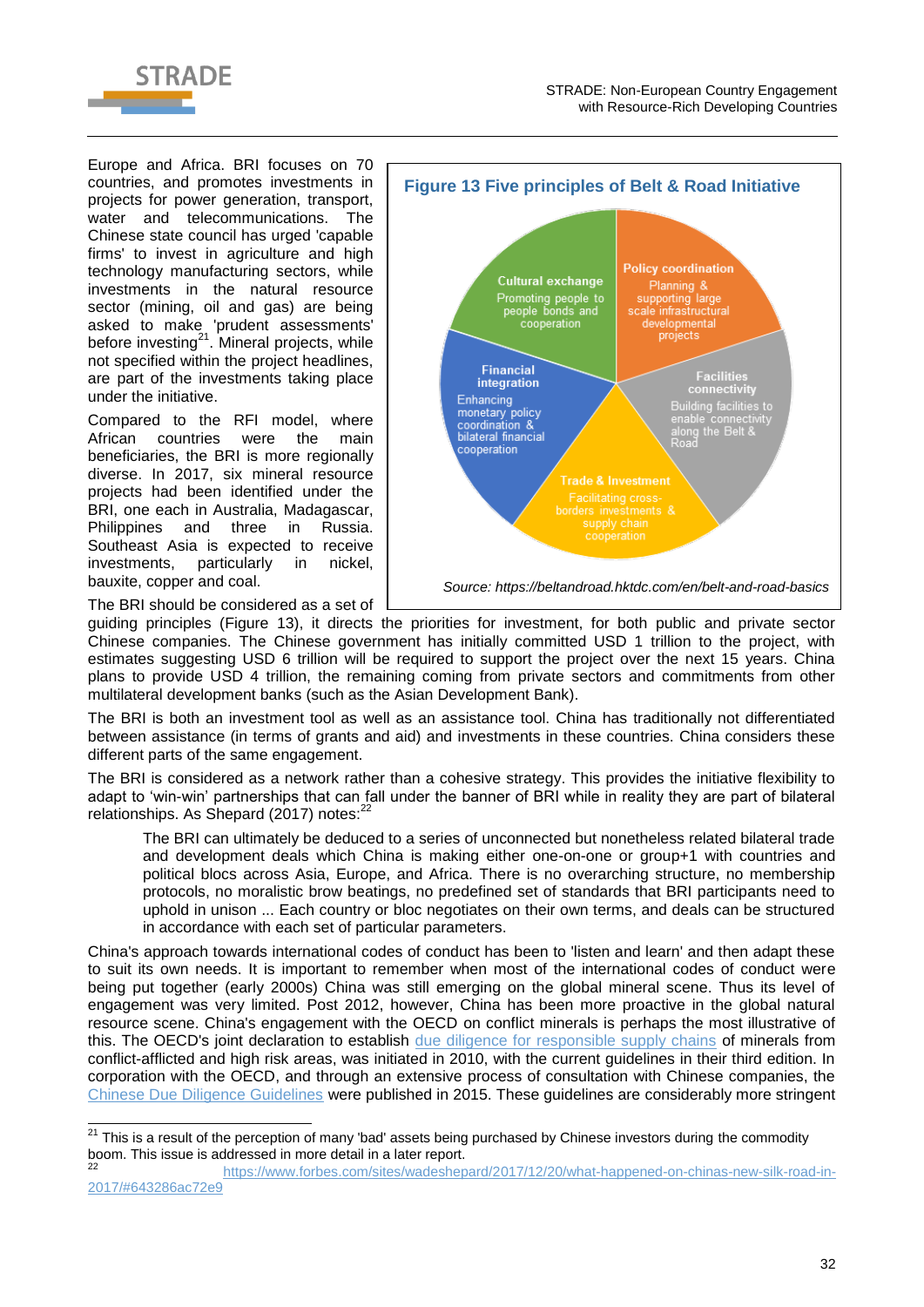Europe and Africa. BRI focuses on 70 countries, and promotes investments in projects for power generation, transport, water and telecommunications. The Chinese state council has urged 'capable firms' to invest in agriculture and high technology manufacturing sectors, while investments in the natural resource sector (mining, oil and gas) are being asked to make 'prudent assessments' before investing[21]. Mineral projects, while not specified within the project headlines, are part of the investments taking place under the initiative.

Compared to the RFI model, where African countries were the main beneficiaries, the BRI is more regionally diverse. In 2017, six mineral resource projects had been identified under the BRI, one each in Australia, Madagascar, Philippines and three in Russia. Southeast Asia is expected to receive investments, particularly in nickel, bauxite, copper and coal.

**Figure 13 Five principles of Belt & Road Initiative**

- **Policy coordination**: Planning & supporting large scale infrastructural developmental projects
- **Facilities connectivity**: Building facilities to enable connectivity along the Belt & Road
- **Trade & Investment**: Facilitating cross-borders investments & supply chain cooperation
- **Financial integration**: Enhancing monetary policy coordination & bilateral financial cooperation
- **Cultural exchange**: Promoting people to people bonds and cooperation

*Source: https://beltandroad.hktdc.com/en/belt-and-road-basics*

The BRI should be considered as a set of guiding principles (Figure 13), it directs the priorities for investment, for both public and private sector Chinese companies. The Chinese government has initially committed USD 1 trillion to the project, with estimates suggesting USD 6 trillion will be required to support the project over the next 15 years. China plans to provide USD 4 trillion, the remaining coming from private sectors and commitments from other multilateral development banks (such as the Asian Development Bank).

The BRI is both an investment tool as well as an assistance tool. China has traditionally not differentiated between assistance (in terms of grants and aid) and investments in these countries. China considers these different parts of the same engagement.

The BRI is considered as a network rather than a cohesive strategy. This provides the initiative flexibility to adapt to 'win-win' partnerships that can fall under the banner of BRI while in reality they are part of bilateral relationships. As Shepard (2017) notes:[22]

> The BRI can ultimately be deduced to a series of unconnected but nonetheless related bilateral trade and development deals which China is making either one-on-one or group+1 with countries and political blocs across Asia, Europe, and Africa. There is no overarching structure, no membership protocols, no moralistic brow beatings, no predefined set of standards that BRI participants need to uphold in unison ... Each country or bloc negotiates on their own terms, and deals can be structured in accordance with each set of particular parameters.

China's approach towards international codes of conduct has been to 'listen and learn' and then adapt these to suit its own needs. It is important to remember when most of the international codes of conduct were being put together (early 2000s) China was still emerging on the global mineral scene. Thus its level of engagement was very limited. Post 2012, however, China has been more proactive in the global natural resource scene. China's engagement with the OECD on conflict minerals is perhaps the most illustrative of this. The OECD's joint declaration to establish due diligence for responsible supply chains of minerals from conflict-afflicted and high risk areas, was initiated in 2010, with the current guidelines in their third edition. In corporation with the OECD, and through an extensive process of consultation with Chinese companies, the Chinese Due Diligence Guidelines were published in 2015. These guidelines are considerably more stringent

---

[21] This is a result of the perception of many 'bad' assets being purchased by Chinese investors during the commodity boom. This issue is addressed in more detail in a later report.

[22] https://www.forbes.com/sites/wadeshepard/2017/12/20/what-happened-on-chinas-new-silk-road-in-2017/#643286ac72e9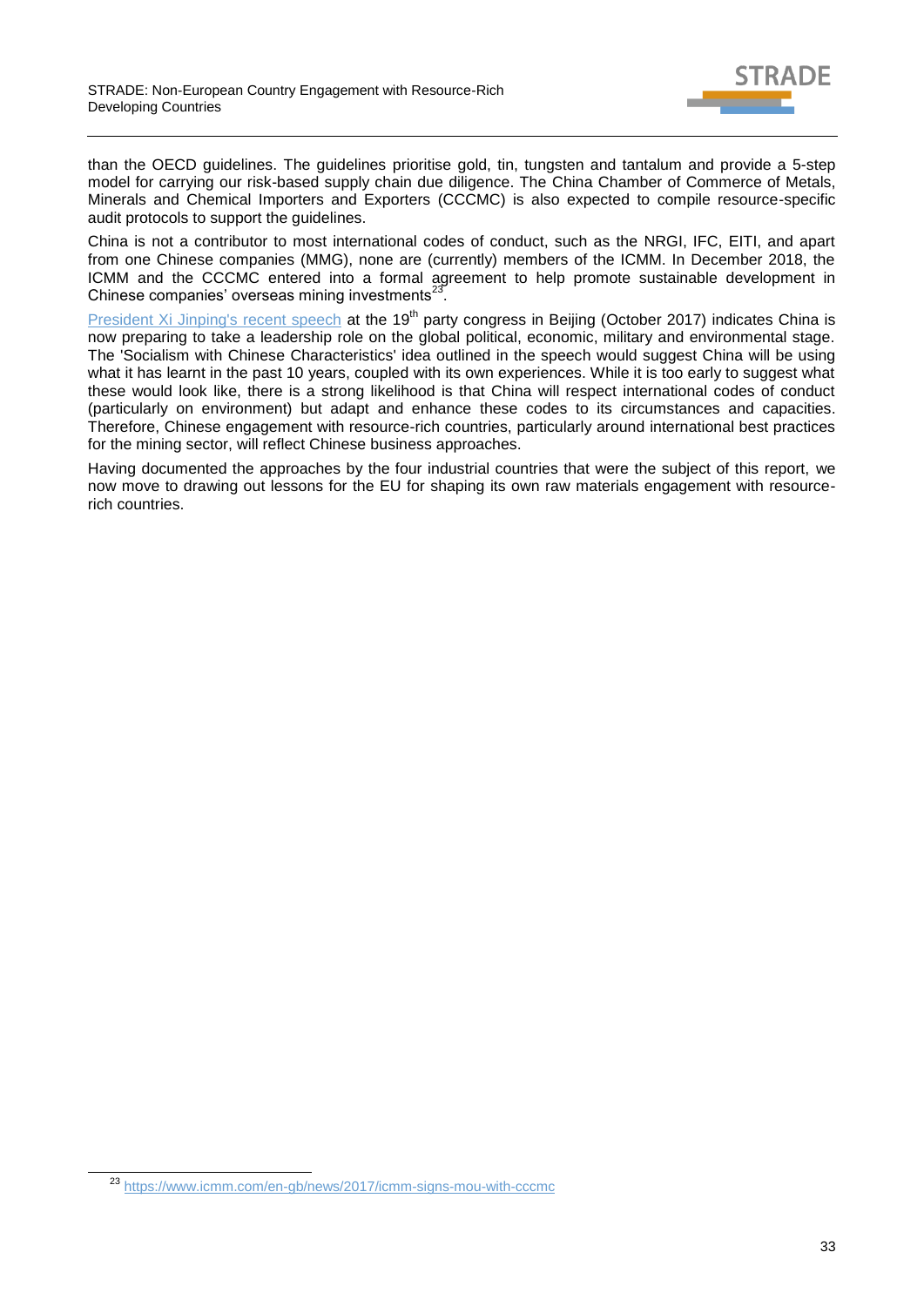than the OECD guidelines. The guidelines prioritise gold, tin, tungsten and tantalum and provide a 5-step model for carrying our risk-based supply chain due diligence. The China Chamber of Commerce of Metals, Minerals and Chemical Importers and Exporters (CCCMC) is also expected to compile resource-specific audit protocols to support the guidelines.

China is not a contributor to most international codes of conduct, such as the NRGI, IFC, EITI, and apart from one Chinese companies (MMG), none are (currently) members of the ICMM. In December 2018, the ICMM and the CCCMC entered into a formal agreement to help promote sustainable development in Chinese companies' overseas mining investments[23].

President Xi Jinping's recent speech at the 19th party congress in Beijing (October 2017) indicates China is now preparing to take a leadership role on the global political, economic, military and environmental stage. The 'Socialism with Chinese Characteristics' idea outlined in the speech would suggest China will be using what it has learnt in the past 10 years, coupled with its own experiences. While it is too early to suggest what these would look like, there is a strong likelihood is that China will respect international codes of conduct (particularly on environment) but adapt and enhance these codes to its circumstances and capacities. Therefore, Chinese engagement with resource-rich countries, particularly around international best practices for the mining sector, will reflect Chinese business approaches.

Having documented the approaches by the four industrial countries that were the subject of this report, we now move to drawing out lessons for the EU for shaping its own raw materials engagement with resource-rich countries.

[23] https://www.icmm.com/en-gb/news/2017/icmm-signs-mou-with-cccmc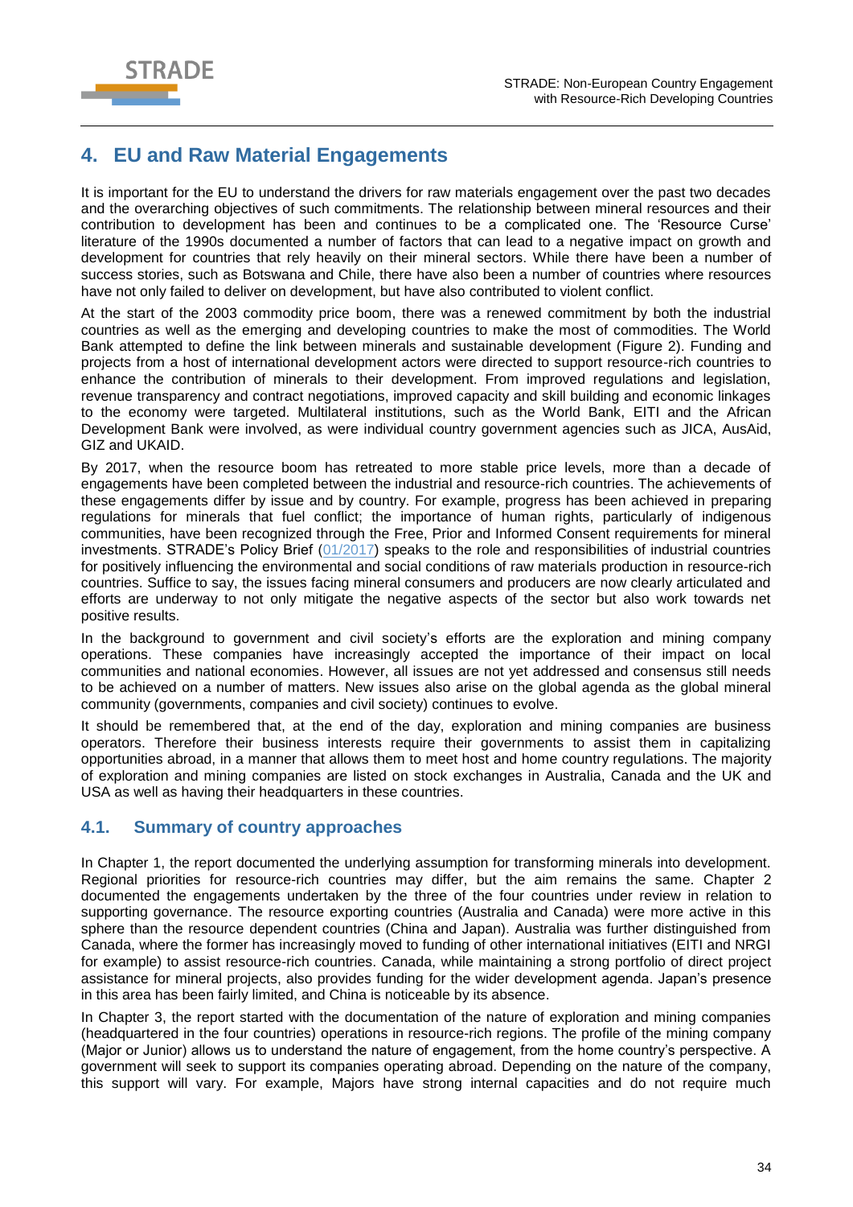# 4. EU and Raw Material Engagements

It is important for the EU to understand the drivers for raw materials engagement over the past two decades and the overarching objectives of such commitments. The relationship between mineral resources and their contribution to development has been and continues to be a complicated one. The 'Resource Curse' literature of the 1990s documented a number of factors that can lead to a negative impact on growth and development for countries that rely heavily on their mineral sectors. While there have been a number of success stories, such as Botswana and Chile, there have also been a number of countries where resources have not only failed to deliver on development, but have also contributed to violent conflict.

At the start of the 2003 commodity price boom, there was a renewed commitment by both the industrial countries as well as the emerging and developing countries to make the most of commodities. The World Bank attempted to define the link between minerals and sustainable development (Figure 2). Funding and projects from a host of international development actors were directed to support resource-rich countries to enhance the contribution of minerals to their development. From improved regulations and legislation, revenue transparency and contract negotiations, improved capacity and skill building and economic linkages to the economy were targeted. Multilateral institutions, such as the World Bank, EITI and the African Development Bank were involved, as were individual country government agencies such as JICA, AusAid, GIZ and UKAID.

By 2017, when the resource boom has retreated to more stable price levels, more than a decade of engagements have been completed between the industrial and resource-rich countries. The achievements of these engagements differ by issue and by country. For example, progress has been achieved in preparing regulations for minerals that fuel conflict; the importance of human rights, particularly of indigenous communities, have been recognized through the Free, Prior and Informed Consent requirements for mineral investments. STRADE's Policy Brief (01/2017) speaks to the role and responsibilities of industrial countries for positively influencing the environmental and social conditions of raw materials production in resource-rich countries. Suffice to say, the issues facing mineral consumers and producers are now clearly articulated and efforts are underway to not only mitigate the negative aspects of the sector but also work towards net positive results.

In the background to government and civil society's efforts are the exploration and mining company operations. These companies have increasingly accepted the importance of their impact on local communities and national economies. However, all issues are not yet addressed and consensus still needs to be achieved on a number of matters. New issues also arise on the global agenda as the global mineral community (governments, companies and civil society) continues to evolve.

It should be remembered that, at the end of the day, exploration and mining companies are business operators. Therefore their business interests require their governments to assist them in capitalizing opportunities abroad, in a manner that allows them to meet host and home country regulations. The majority of exploration and mining companies are listed on stock exchanges in Australia, Canada and the UK and USA as well as having their headquarters in these countries.

## 4.1. Summary of country approaches

In Chapter 1, the report documented the underlying assumption for transforming minerals into development. Regional priorities for resource-rich countries may differ, but the aim remains the same. Chapter 2 documented the engagements undertaken by the three of the four countries under review in relation to supporting governance. The resource exporting countries (Australia and Canada) were more active in this sphere than the resource dependent countries (China and Japan). Australia was further distinguished from Canada, where the former has increasingly moved to funding of other international initiatives (EITI and NRGI for example) to assist resource-rich countries. Canada, while maintaining a strong portfolio of direct project assistance for mineral projects, also provides funding for the wider development agenda. Japan's presence in this area has been fairly limited, and China is noticeable by its absence.

In Chapter 3, the report started with the documentation of the nature of exploration and mining companies (headquartered in the four countries) operations in resource-rich regions. The profile of the mining company (Major or Junior) allows us to understand the nature of engagement, from the home country's perspective. A government will seek to support its companies operating abroad. Depending on the nature of the company, this support will vary. For example, Majors have strong internal capacities and do not require much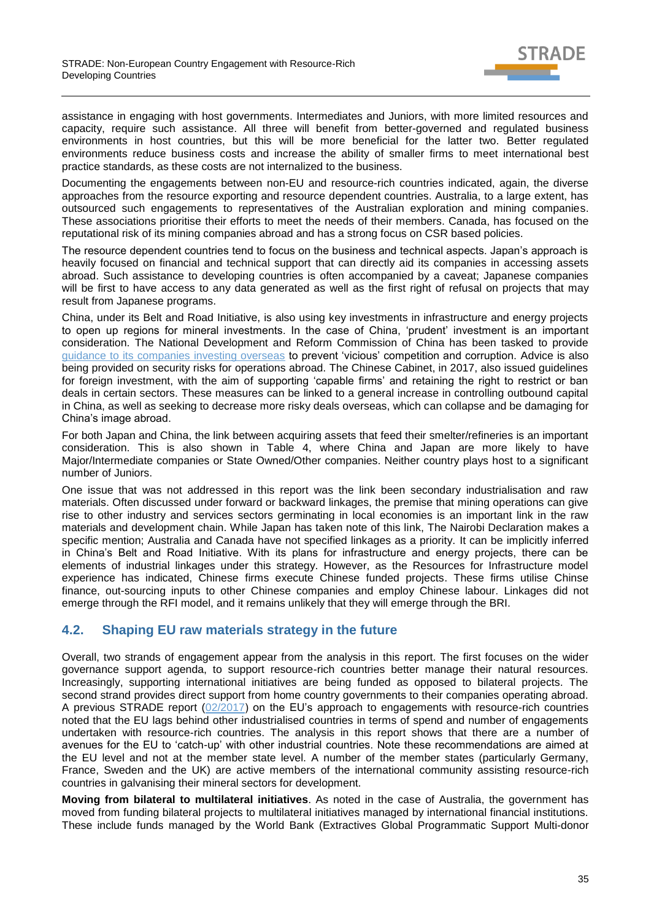assistance in engaging with host governments. Intermediates and Juniors, with more limited resources and capacity, require such assistance. All three will benefit from better-governed and regulated business environments in host countries, but this will be more beneficial for the latter two. Better regulated environments reduce business costs and increase the ability of smaller firms to meet international best practice standards, as these costs are not internalized to the business.

Documenting the engagements between non-EU and resource-rich countries indicated, again, the diverse approaches from the resource exporting and resource dependent countries. Australia, to a large extent, has outsourced such engagements to representatives of the Australian exploration and mining companies. These associations prioritise their efforts to meet the needs of their members. Canada, has focused on the reputational risk of its mining companies abroad and has a strong focus on CSR based policies.

The resource dependent countries tend to focus on the business and technical aspects. Japan's approach is heavily focused on financial and technical support that can directly aid its companies in accessing assets abroad. Such assistance to developing countries is often accompanied by a caveat; Japanese companies will be first to have access to any data generated as well as the first right of refusal on projects that may result from Japanese programs.

China, under its Belt and Road Initiative, is also using key investments in infrastructure and energy projects to open up regions for mineral investments. In the case of China, 'prudent' investment is an important consideration. The National Development and Reform Commission of China has been tasked to provide guidance to its companies investing overseas to prevent 'vicious' competition and corruption. Advice is also being provided on security risks for operations abroad. The Chinese Cabinet, in 2017, also issued guidelines for foreign investment, with the aim of supporting 'capable firms' and retaining the right to restrict or ban deals in certain sectors. These measures can be linked to a general increase in controlling outbound capital in China, as well as seeking to decrease more risky deals overseas, which can collapse and be damaging for China's image abroad.

For both Japan and China, the link between acquiring assets that feed their smelter/refineries is an important consideration. This is also shown in Table 4, where China and Japan are more likely to have Major/Intermediate companies or State Owned/Other companies. Neither country plays host to a significant number of Juniors.

One issue that was not addressed in this report was the link been secondary industrialisation and raw materials. Often discussed under forward or backward linkages, the premise that mining operations can give rise to other industry and services sectors germinating in local economies is an important link in the raw materials and development chain. While Japan has taken note of this link, The Nairobi Declaration makes a specific mention; Australia and Canada have not specified linkages as a priority. It can be implicitly inferred in China's Belt and Road Initiative. With its plans for infrastructure and energy projects, there can be elements of industrial linkages under this strategy. However, as the Resources for Infrastructure model experience has indicated, Chinese firms execute Chinese funded projects. These firms utilise Chinse finance, out-sourcing inputs to other Chinese companies and employ Chinese labour. Linkages did not emerge through the RFI model, and it remains unlikely that they will emerge through the BRI.

## 4.2. Shaping EU raw materials strategy in the future

Overall, two strands of engagement appear from the analysis in this report. The first focuses on the wider governance support agenda, to support resource-rich countries better manage their natural resources. Increasingly, supporting international initiatives are being funded as opposed to bilateral projects. The second strand provides direct support from home country governments to their companies operating abroad. A previous STRADE report (02/2017) on the EU's approach to engagements with resource-rich countries noted that the EU lags behind other industrialised countries in terms of spend and number of engagements undertaken with resource-rich countries. The analysis in this report shows that there are a number of avenues for the EU to 'catch-up' with other industrial countries. Note these recommendations are aimed at the EU level and not at the member state level. A number of the member states (particularly Germany, France, Sweden and the UK) are active members of the international community assisting resource-rich countries in galvanising their mineral sectors for development.

**Moving from bilateral to multilateral initiatives**. As noted in the case of Australia, the government has moved from funding bilateral projects to multilateral initiatives managed by international financial institutions. These include funds managed by the World Bank (Extractives Global Programmatic Support Multi-donor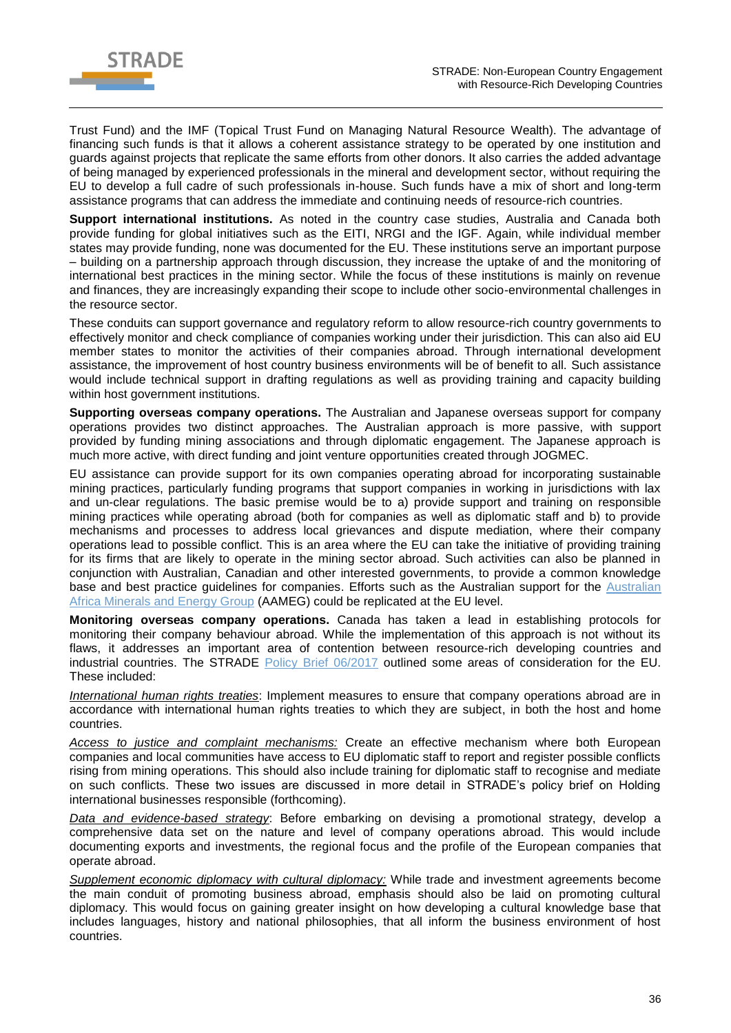Trust Fund) and the IMF (Topical Trust Fund on Managing Natural Resource Wealth). The advantage of financing such funds is that it allows a coherent assistance strategy to be operated by one institution and guards against projects that replicate the same efforts from other donors. It also carries the added advantage of being managed by experienced professionals in the mineral and development sector, without requiring the EU to develop a full cadre of such professionals in-house. Such funds have a mix of short and long-term assistance programs that can address the immediate and continuing needs of resource-rich countries.

**Support international institutions.** As noted in the country case studies, Australia and Canada both provide funding for global initiatives such as the EITI, NRGI and the IGF. Again, while individual member states may provide funding, none was documented for the EU. These institutions serve an important purpose – building on a partnership approach through discussion, they increase the uptake of and the monitoring of international best practices in the mining sector. While the focus of these institutions is mainly on revenue and finances, they are increasingly expanding their scope to include other socio-environmental challenges in the resource sector.

These conduits can support governance and regulatory reform to allow resource-rich country governments to effectively monitor and check compliance of companies working under their jurisdiction. This can also aid EU member states to monitor the activities of their companies abroad. Through international development assistance, the improvement of host country business environments will be of benefit to all. Such assistance would include technical support in drafting regulations as well as providing training and capacity building within host government institutions.

**Supporting overseas company operations.** The Australian and Japanese overseas support for company operations provides two distinct approaches. The Australian approach is more passive, with support provided by funding mining associations and through diplomatic engagement. The Japanese approach is much more active, with direct funding and joint venture opportunities created through JOGMEC.

EU assistance can provide support for its own companies operating abroad for incorporating sustainable mining practices, particularly funding programs that support companies in working in jurisdictions with lax and un-clear regulations. The basic premise would be to a) provide support and training on responsible mining practices while operating abroad (both for companies as well as diplomatic staff and b) to provide mechanisms and processes to address local grievances and dispute mediation, where their company operations lead to possible conflict. This is an area where the EU can take the initiative of providing training for its firms that are likely to operate in the mining sector abroad. Such activities can also be planned in conjunction with Australian, Canadian and other interested governments, to provide a common knowledge base and best practice guidelines for companies. Efforts such as the Australian support for the Australian Africa Minerals and Energy Group (AAMEG) could be replicated at the EU level.

**Monitoring overseas company operations.** Canada has taken a lead in establishing protocols for monitoring their company behaviour abroad. While the implementation of this approach is not without its flaws, it addresses an important area of contention between resource-rich developing countries and industrial countries. The STRADE Policy Brief 06/2017 outlined some areas of consideration for the EU. These included:

*International human rights treaties*: Implement measures to ensure that company operations abroad are in accordance with international human rights treaties to which they are subject, in both the host and home countries.

*Access to justice and complaint mechanisms:* Create an effective mechanism where both European companies and local communities have access to EU diplomatic staff to report and register possible conflicts rising from mining operations. This should also include training for diplomatic staff to recognise and mediate on such conflicts. These two issues are discussed in more detail in STRADE's policy brief on Holding international businesses responsible (forthcoming).

*Data and evidence-based strategy*: Before embarking on devising a promotional strategy, develop a comprehensive data set on the nature and level of company operations abroad. This would include documenting exports and investments, the regional focus and the profile of the European companies that operate abroad.

*Supplement economic diplomacy with cultural diplomacy:* While trade and investment agreements become the main conduit of promoting business abroad, emphasis should also be laid on promoting cultural diplomacy. This would focus on gaining greater insight on how developing a cultural knowledge base that includes languages, history and national philosophies, that all inform the business environment of host countries.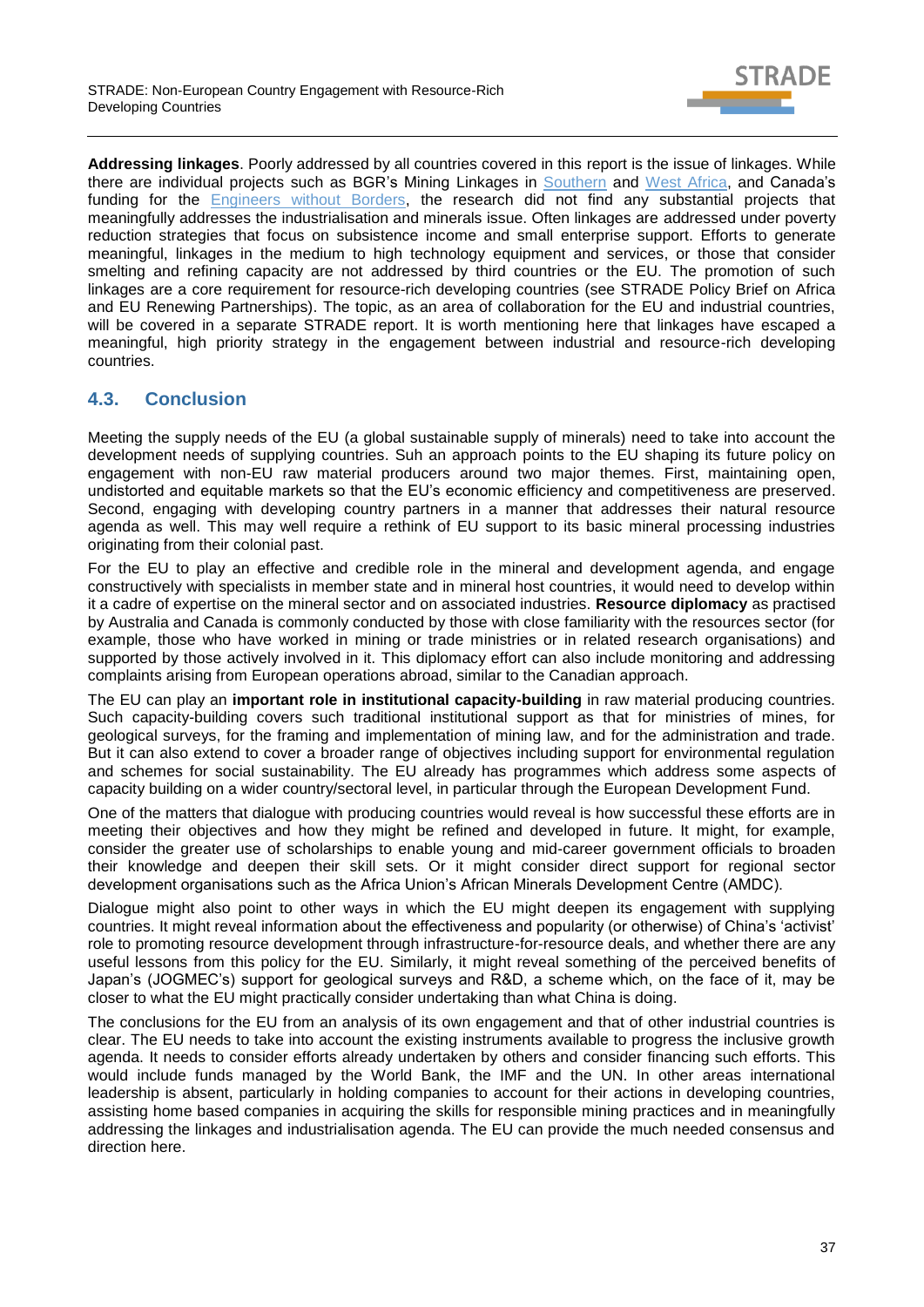**Addressing linkages**. Poorly addressed by all countries covered in this report is the issue of linkages. While there are individual projects such as BGR's Mining Linkages in Southern and West Africa, and Canada's funding for the Engineers without Borders, the research did not find any substantial projects that meaningfully addresses the industrialisation and minerals issue. Often linkages are addressed under poverty reduction strategies that focus on subsistence income and small enterprise support. Efforts to generate meaningful, linkages in the medium to high technology equipment and services, or those that consider smelting and refining capacity are not addressed by third countries or the EU. The promotion of such linkages are a core requirement for resource-rich developing countries (see STRADE Policy Brief on Africa and EU Renewing Partnerships). The topic, as an area of collaboration for the EU and industrial countries, will be covered in a separate STRADE report. It is worth mentioning here that linkages have escaped a meaningful, high priority strategy in the engagement between industrial and resource-rich developing countries.

## 4.3. Conclusion

Meeting the supply needs of the EU (a global sustainable supply of minerals) need to take into account the development needs of supplying countries. Suh an approach points to the EU shaping its future policy on engagement with non-EU raw material producers around two major themes. First, maintaining open, undistorted and equitable markets so that the EU's economic efficiency and competitiveness are preserved. Second, engaging with developing country partners in a manner that addresses their natural resource agenda as well. This may well require a rethink of EU support to its basic mineral processing industries originating from their colonial past.

For the EU to play an effective and credible role in the mineral and development agenda, and engage constructively with specialists in member state and in mineral host countries, it would need to develop within it a cadre of expertise on the mineral sector and on associated industries. **Resource diplomacy** as practised by Australia and Canada is commonly conducted by those with close familiarity with the resources sector (for example, those who have worked in mining or trade ministries or in related research organisations) and supported by those actively involved in it. This diplomacy effort can also include monitoring and addressing complaints arising from European operations abroad, similar to the Canadian approach.

The EU can play an **important role in institutional capacity-building** in raw material producing countries. Such capacity-building covers such traditional institutional support as that for ministries of mines, for geological surveys, for the framing and implementation of mining law, and for the administration and trade. But it can also extend to cover a broader range of objectives including support for environmental regulation and schemes for social sustainability. The EU already has programmes which address some aspects of capacity building on a wider country/sectoral level, in particular through the European Development Fund.

One of the matters that dialogue with producing countries would reveal is how successful these efforts are in meeting their objectives and how they might be refined and developed in future. It might, for example, consider the greater use of scholarships to enable young and mid-career government officials to broaden their knowledge and deepen their skill sets. Or it might consider direct support for regional sector development organisations such as the Africa Union's African Minerals Development Centre (AMDC).

Dialogue might also point to other ways in which the EU might deepen its engagement with supplying countries. It might reveal information about the effectiveness and popularity (or otherwise) of China's 'activist' role to promoting resource development through infrastructure-for-resource deals, and whether there are any useful lessons from this policy for the EU. Similarly, it might reveal something of the perceived benefits of Japan's (JOGMEC's) support for geological surveys and R&D, a scheme which, on the face of it, may be closer to what the EU might practically consider undertaking than what China is doing.

The conclusions for the EU from an analysis of its own engagement and that of other industrial countries is clear. The EU needs to take into account the existing instruments available to progress the inclusive growth agenda. It needs to consider efforts already undertaken by others and consider financing such efforts. This would include funds managed by the World Bank, the IMF and the UN. In other areas international leadership is absent, particularly in holding companies to account for their actions in developing countries, assisting home based companies in acquiring the skills for responsible mining practices and in meaningfully addressing the linkages and industrialisation agenda. The EU can provide the much needed consensus and direction here.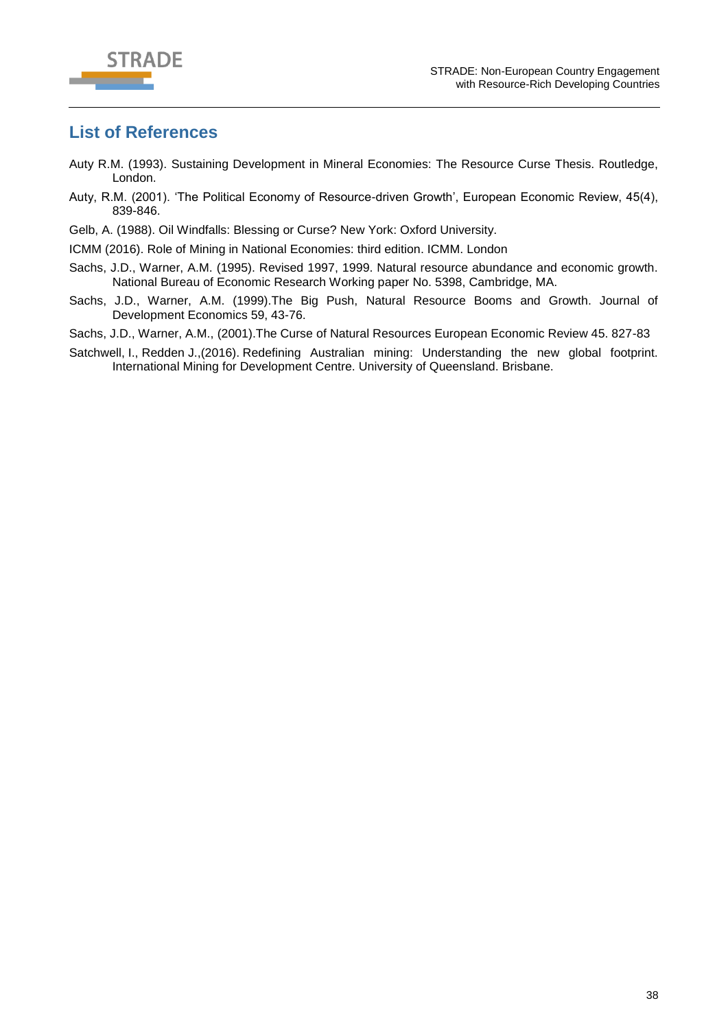## List of References

Auty R.M. (1993). Sustaining Development in Mineral Economies: The Resource Curse Thesis. Routledge, London.

Auty, R.M. (2001). 'The Political Economy of Resource-driven Growth', European Economic Review, 45(4), 839-846.

Gelb, A. (1988). Oil Windfalls: Blessing or Curse? New York: Oxford University.

ICMM (2016). Role of Mining in National Economies: third edition. ICMM. London

Sachs, J.D., Warner, A.M. (1995). Revised 1997, 1999. Natural resource abundance and economic growth. National Bureau of Economic Research Working paper No. 5398, Cambridge, MA.

Sachs, J.D., Warner, A.M. (1999).The Big Push, Natural Resource Booms and Growth. Journal of Development Economics 59, 43-76.

Sachs, J.D., Warner, A.M., (2001).The Curse of Natural Resources European Economic Review 45. 827-83

Satchwell, I., Redden J.,(2016). Redefining Australian mining: Understanding the new global footprint. International Mining for Development Centre. University of Queensland. Brisbane.